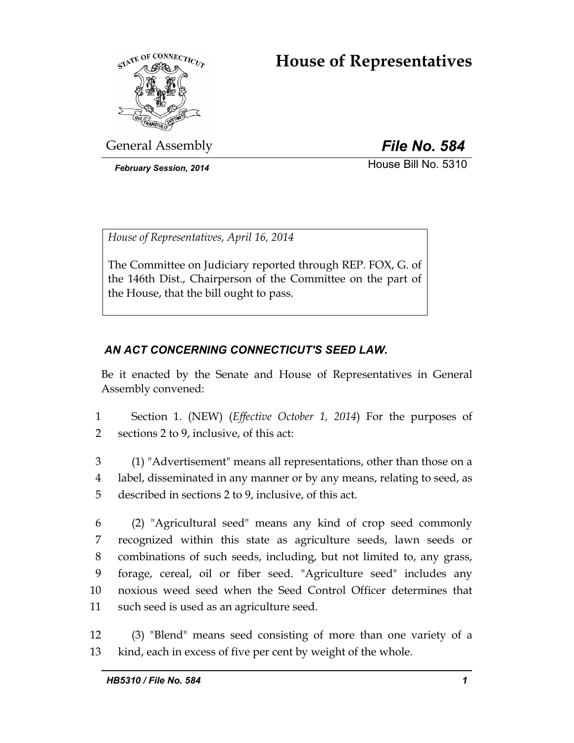# House of Representatives

General Assembly

***File No. 584***

*February Session, 2014*

House Bill No. 5310

*House of Representatives, April 16, 2014*

The Committee on Judiciary reported through REP. FOX, G. of the 146th Dist., Chairperson of the Committee on the part of the House, that the bill ought to pass.

***AN ACT CONCERNING CONNECTICUT'S SEED LAW.***

Be it enacted by the Senate and House of Representatives in General Assembly convened:

1 Section 1. (NEW) (*Effective October 1, 2014*) For the purposes of
2 sections 2 to 9, inclusive, of this act:

3 (1) "Advertisement" means all representations, other than those on a
4 label, disseminated in any manner or by any means, relating to seed, as
5 described in sections 2 to 9, inclusive, of this act.

6 (2) "Agricultural seed" means any kind of crop seed commonly
7 recognized within this state as agriculture seeds, lawn seeds or
8 combinations of such seeds, including, but not limited to, any grass,
9 forage, cereal, oil or fiber seed. "Agriculture seed" includes any
10 noxious weed seed when the Seed Control Officer determines that
11 such seed is used as an agriculture seed.

12 (3) "Blend" means seed consisting of more than one variety of a
13 kind, each in excess of five per cent by weight of the whole.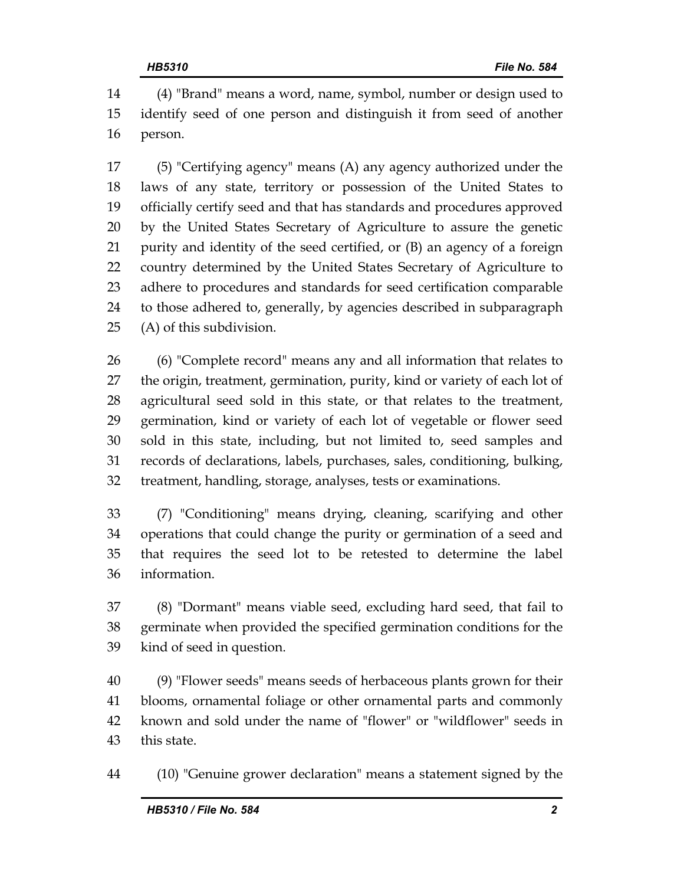(4) "Brand" means a word, name, symbol, number or design used to identify seed of one person and distinguish it from seed of another person.

(5) "Certifying agency" means (A) any agency authorized under the laws of any state, territory or possession of the United States to officially certify seed and that has standards and procedures approved by the United States Secretary of Agriculture to assure the genetic purity and identity of the seed certified, or (B) an agency of a foreign country determined by the United States Secretary of Agriculture to adhere to procedures and standards for seed certification comparable to those adhered to, generally, by agencies described in subparagraph (A) of this subdivision.

(6) "Complete record" means any and all information that relates to the origin, treatment, germination, purity, kind or variety of each lot of agricultural seed sold in this state, or that relates to the treatment, germination, kind or variety of each lot of vegetable or flower seed sold in this state, including, but not limited to, seed samples and records of declarations, labels, purchases, sales, conditioning, bulking, treatment, handling, storage, analyses, tests or examinations.

(7) "Conditioning" means drying, cleaning, scarifying and other operations that could change the purity or germination of a seed and that requires the seed lot to be retested to determine the label information.

(8) "Dormant" means viable seed, excluding hard seed, that fail to germinate when provided the specified germination conditions for the kind of seed in question.

(9) "Flower seeds" means seeds of herbaceous plants grown for their blooms, ornamental foliage or other ornamental parts and commonly known and sold under the name of "flower" or "wildflower" seeds in this state.

(10) "Genuine grower declaration" means a statement signed by the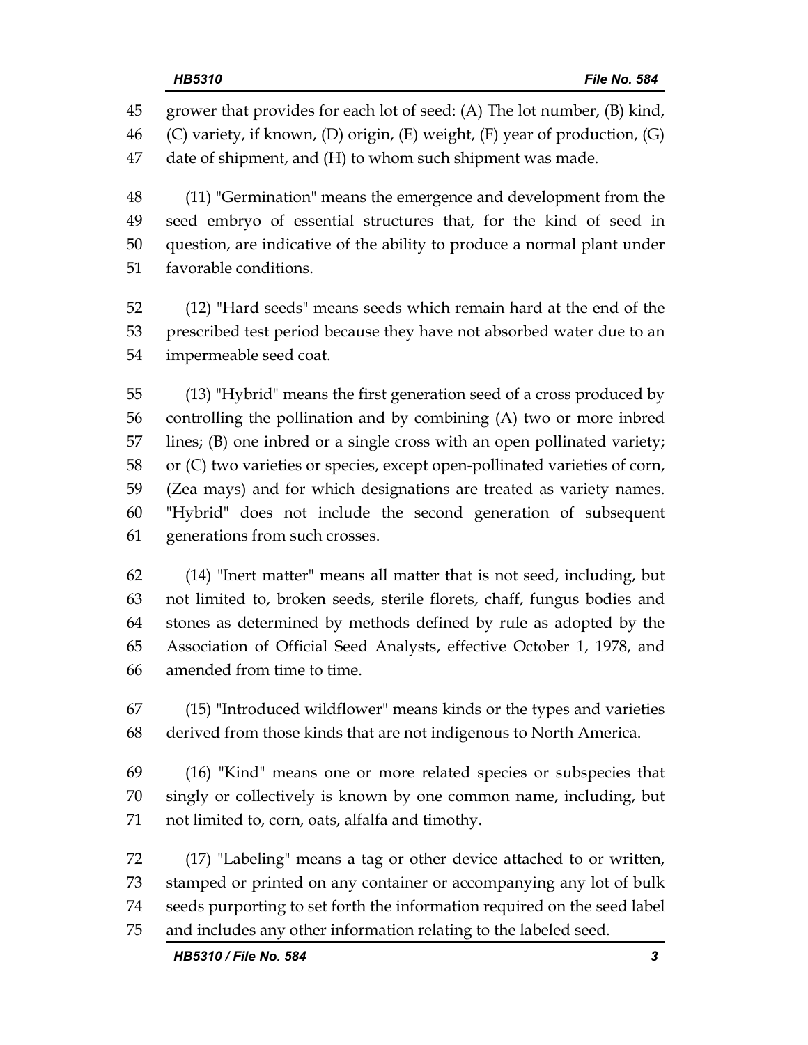grower that provides for each lot of seed: (A) The lot number, (B) kind, (C) variety, if known, (D) origin, (E) weight, (F) year of production, (G) date of shipment, and (H) to whom such shipment was made.

(11) "Germination" means the emergence and development from the seed embryo of essential structures that, for the kind of seed in question, are indicative of the ability to produce a normal plant under favorable conditions.

(12) "Hard seeds" means seeds which remain hard at the end of the prescribed test period because they have not absorbed water due to an impermeable seed coat.

(13) "Hybrid" means the first generation seed of a cross produced by controlling the pollination and by combining (A) two or more inbred lines; (B) one inbred or a single cross with an open pollinated variety; or (C) two varieties or species, except open-pollinated varieties of corn, (Zea mays) and for which designations are treated as variety names. "Hybrid" does not include the second generation of subsequent generations from such crosses.

(14) "Inert matter" means all matter that is not seed, including, but not limited to, broken seeds, sterile florets, chaff, fungus bodies and stones as determined by methods defined by rule as adopted by the Association of Official Seed Analysts, effective October 1, 1978, and amended from time to time.

(15) "Introduced wildflower" means kinds or the types and varieties derived from those kinds that are not indigenous to North America.

(16) "Kind" means one or more related species or subspecies that singly or collectively is known by one common name, including, but not limited to, corn, oats, alfalfa and timothy.

(17) "Labeling" means a tag or other device attached to or written, stamped or printed on any container or accompanying any lot of bulk seeds purporting to set forth the information required on the seed label and includes any other information relating to the labeled seed.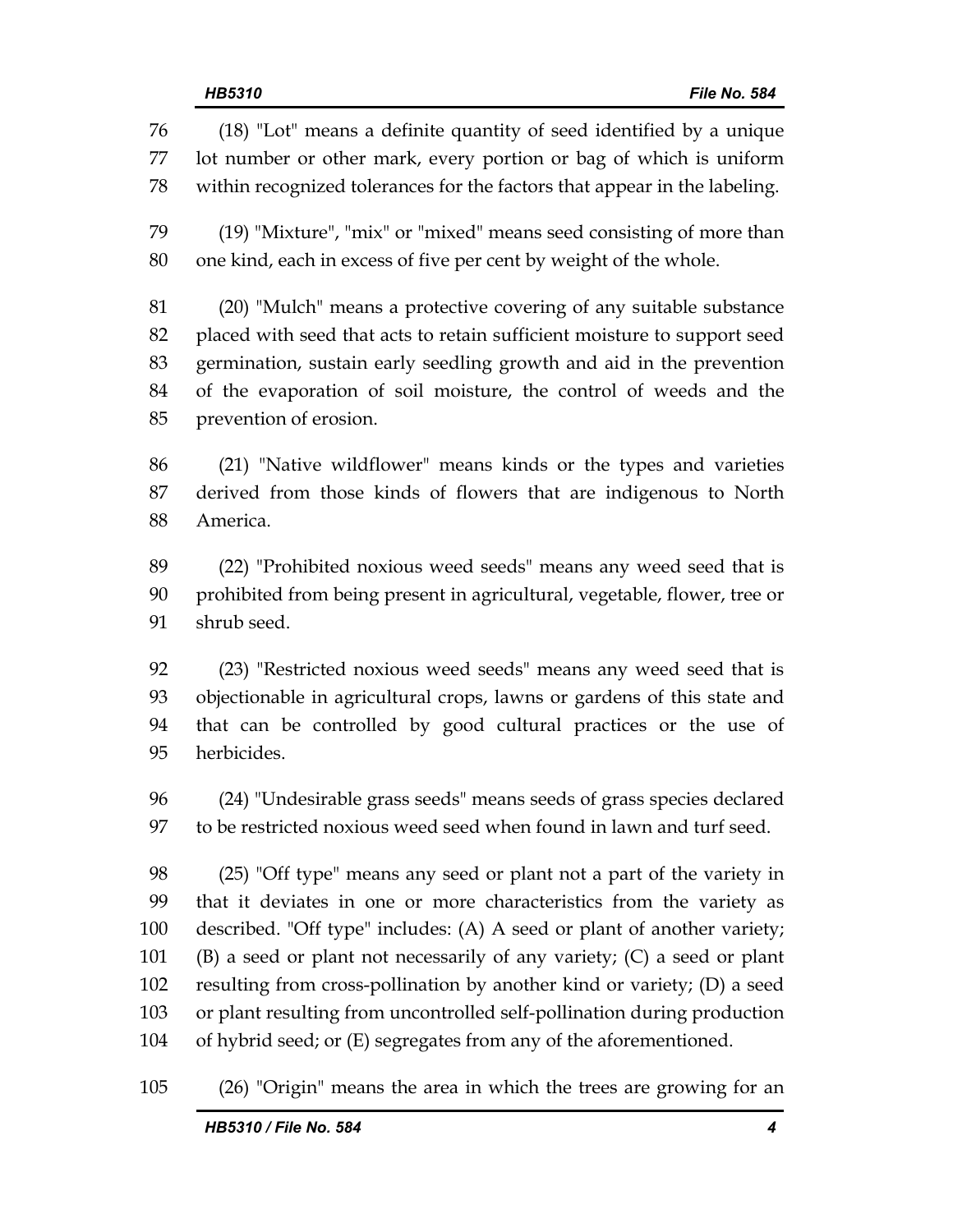(18) "Lot" means a definite quantity of seed identified by a unique lot number or other mark, every portion or bag of which is uniform within recognized tolerances for the factors that appear in the labeling.

(19) "Mixture", "mix" or "mixed" means seed consisting of more than one kind, each in excess of five per cent by weight of the whole.

(20) "Mulch" means a protective covering of any suitable substance placed with seed that acts to retain sufficient moisture to support seed germination, sustain early seedling growth and aid in the prevention of the evaporation of soil moisture, the control of weeds and the prevention of erosion.

(21) "Native wildflower" means kinds or the types and varieties derived from those kinds of flowers that are indigenous to North America.

(22) "Prohibited noxious weed seeds" means any weed seed that is prohibited from being present in agricultural, vegetable, flower, tree or shrub seed.

(23) "Restricted noxious weed seeds" means any weed seed that is objectionable in agricultural crops, lawns or gardens of this state and that can be controlled by good cultural practices or the use of herbicides.

(24) "Undesirable grass seeds" means seeds of grass species declared to be restricted noxious weed seed when found in lawn and turf seed.

(25) "Off type" means any seed or plant not a part of the variety in that it deviates in one or more characteristics from the variety as described. "Off type" includes: (A) A seed or plant of another variety; (B) a seed or plant not necessarily of any variety; (C) a seed or plant resulting from cross-pollination by another kind or variety; (D) a seed or plant resulting from uncontrolled self-pollination during production of hybrid seed; or (E) segregates from any of the aforementioned.

(26) "Origin" means the area in which the trees are growing for an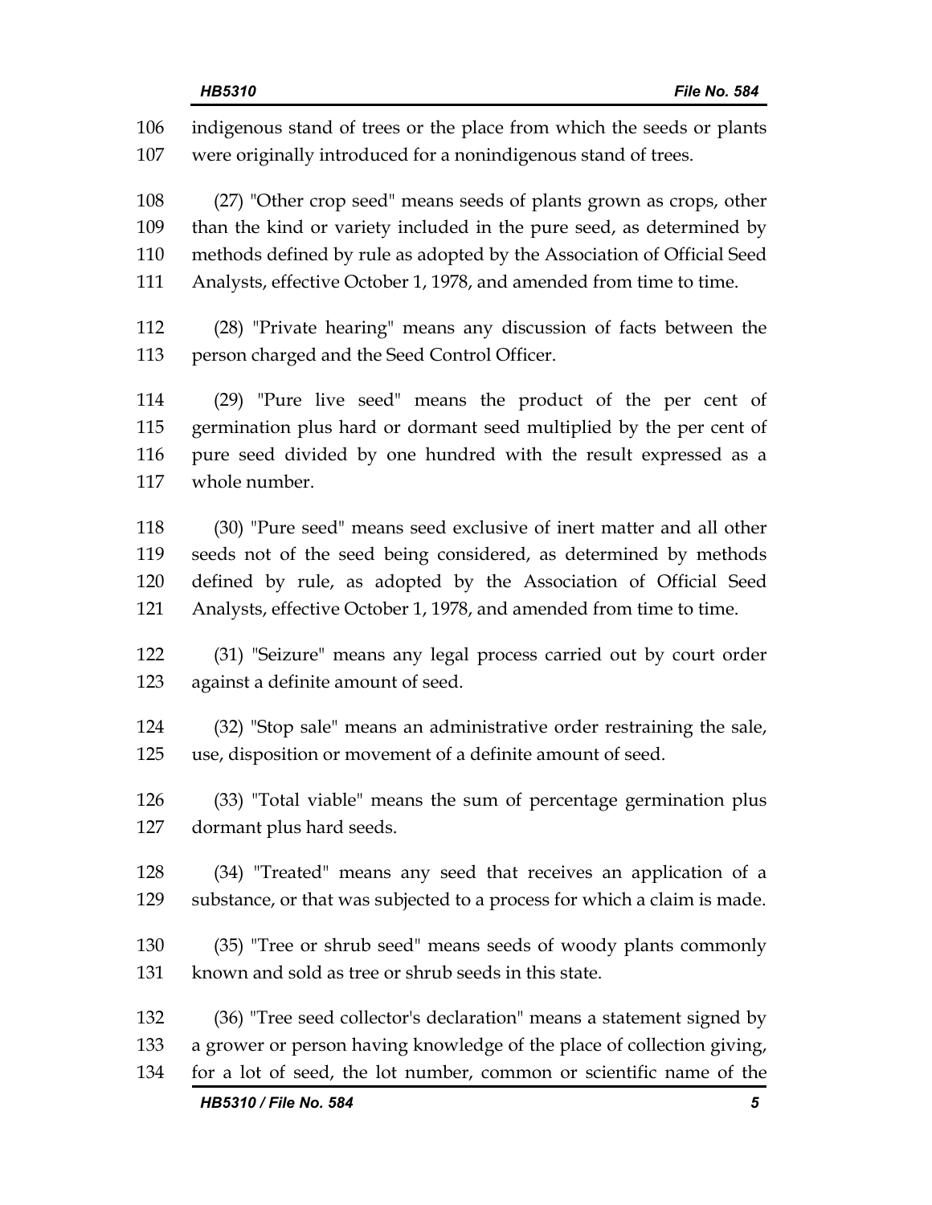indigenous stand of trees or the place from which the seeds or plants were originally introduced for a nonindigenous stand of trees.

(27) "Other crop seed" means seeds of plants grown as crops, other than the kind or variety included in the pure seed, as determined by methods defined by rule as adopted by the Association of Official Seed Analysts, effective October 1, 1978, and amended from time to time.

(28) "Private hearing" means any discussion of facts between the person charged and the Seed Control Officer.

(29) "Pure live seed" means the product of the per cent of germination plus hard or dormant seed multiplied by the per cent of pure seed divided by one hundred with the result expressed as a whole number.

(30) "Pure seed" means seed exclusive of inert matter and all other seeds not of the seed being considered, as determined by methods defined by rule, as adopted by the Association of Official Seed Analysts, effective October 1, 1978, and amended from time to time.

(31) "Seizure" means any legal process carried out by court order against a definite amount of seed.

(32) "Stop sale" means an administrative order restraining the sale, use, disposition or movement of a definite amount of seed.

(33) "Total viable" means the sum of percentage germination plus dormant plus hard seeds.

(34) "Treated" means any seed that receives an application of a substance, or that was subjected to a process for which a claim is made.

(35) "Tree or shrub seed" means seeds of woody plants commonly known and sold as tree or shrub seeds in this state.

(36) "Tree seed collector's declaration" means a statement signed by a grower or person having knowledge of the place of collection giving, for a lot of seed, the lot number, common or scientific name of the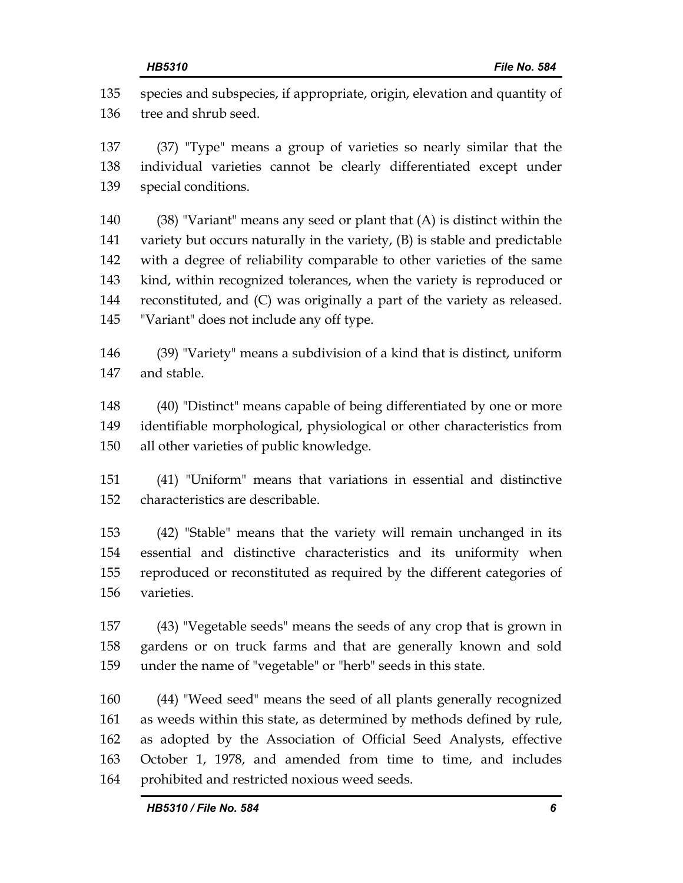species and subspecies, if appropriate, origin, elevation and quantity of tree and shrub seed.

(37) "Type" means a group of varieties so nearly similar that the individual varieties cannot be clearly differentiated except under special conditions.

(38) "Variant" means any seed or plant that (A) is distinct within the variety but occurs naturally in the variety, (B) is stable and predictable with a degree of reliability comparable to other varieties of the same kind, within recognized tolerances, when the variety is reproduced or reconstituted, and (C) was originally a part of the variety as released. "Variant" does not include any off type.

(39) "Variety" means a subdivision of a kind that is distinct, uniform and stable.

(40) "Distinct" means capable of being differentiated by one or more identifiable morphological, physiological or other characteristics from all other varieties of public knowledge.

(41) "Uniform" means that variations in essential and distinctive characteristics are describable.

(42) "Stable" means that the variety will remain unchanged in its essential and distinctive characteristics and its uniformity when reproduced or reconstituted as required by the different categories of varieties.

(43) "Vegetable seeds" means the seeds of any crop that is grown in gardens or on truck farms and that are generally known and sold under the name of "vegetable" or "herb" seeds in this state.

(44) "Weed seed" means the seed of all plants generally recognized as weeds within this state, as determined by methods defined by rule, as adopted by the Association of Official Seed Analysts, effective October 1, 1978, and amended from time to time, and includes prohibited and restricted noxious weed seeds.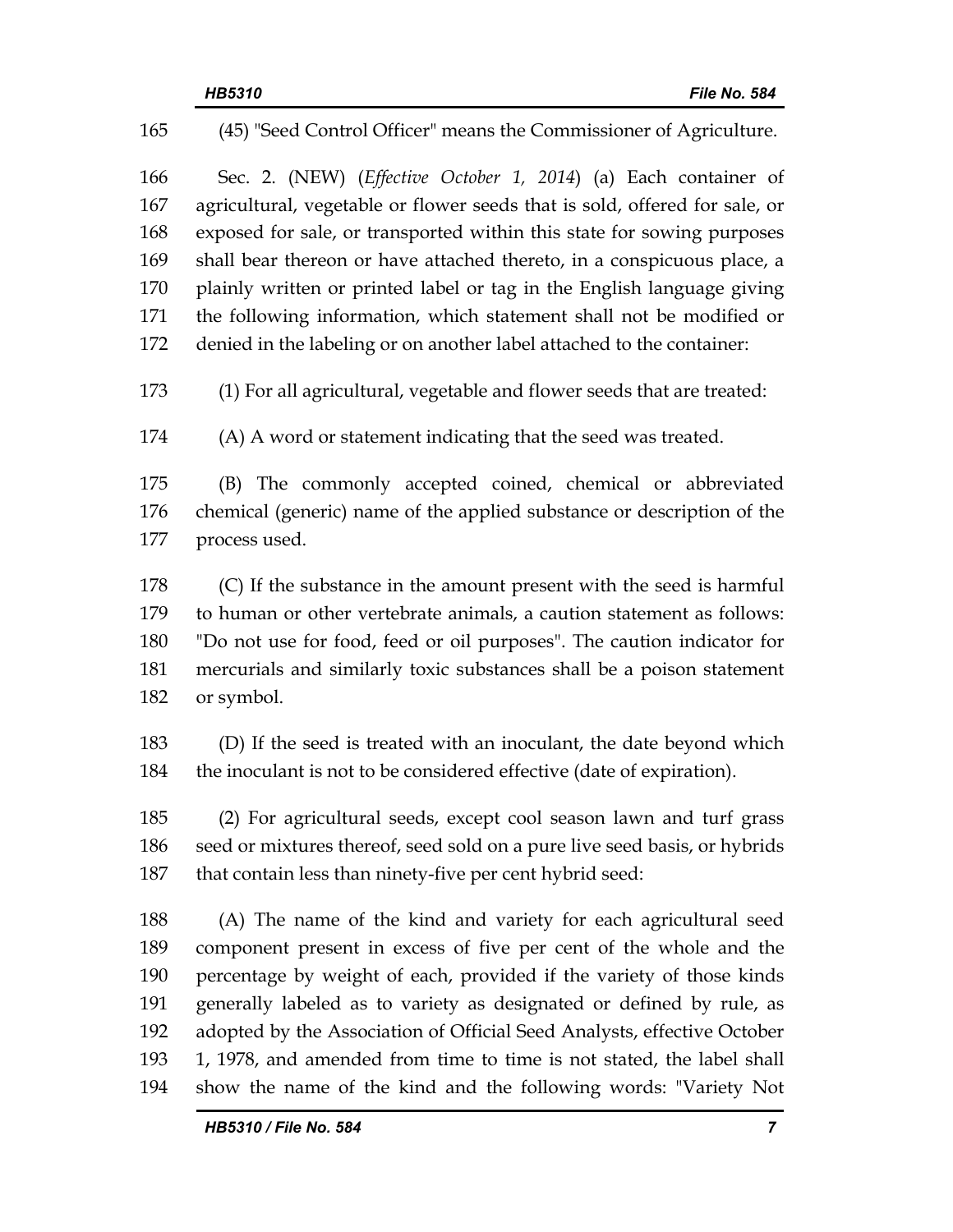(45) "Seed Control Officer" means the Commissioner of Agriculture.

Sec. 2. (NEW) (*Effective October 1, 2014*) (a) Each container of agricultural, vegetable or flower seeds that is sold, offered for sale, or exposed for sale, or transported within this state for sowing purposes shall bear thereon or have attached thereto, in a conspicuous place, a plainly written or printed label or tag in the English language giving the following information, which statement shall not be modified or denied in the labeling or on another label attached to the container:

(1) For all agricultural, vegetable and flower seeds that are treated:

(A) A word or statement indicating that the seed was treated.

(B) The commonly accepted coined, chemical or abbreviated chemical (generic) name of the applied substance or description of the process used.

(C) If the substance in the amount present with the seed is harmful to human or other vertebrate animals, a caution statement as follows: "Do not use for food, feed or oil purposes". The caution indicator for mercurials and similarly toxic substances shall be a poison statement or symbol.

(D) If the seed is treated with an inoculant, the date beyond which the inoculant is not to be considered effective (date of expiration).

(2) For agricultural seeds, except cool season lawn and turf grass seed or mixtures thereof, seed sold on a pure live seed basis, or hybrids that contain less than ninety-five per cent hybrid seed:

(A) The name of the kind and variety for each agricultural seed component present in excess of five per cent of the whole and the percentage by weight of each, provided if the variety of those kinds generally labeled as to variety as designated or defined by rule, as adopted by the Association of Official Seed Analysts, effective October 1, 1978, and amended from time to time is not stated, the label shall show the name of the kind and the following words: "Variety Not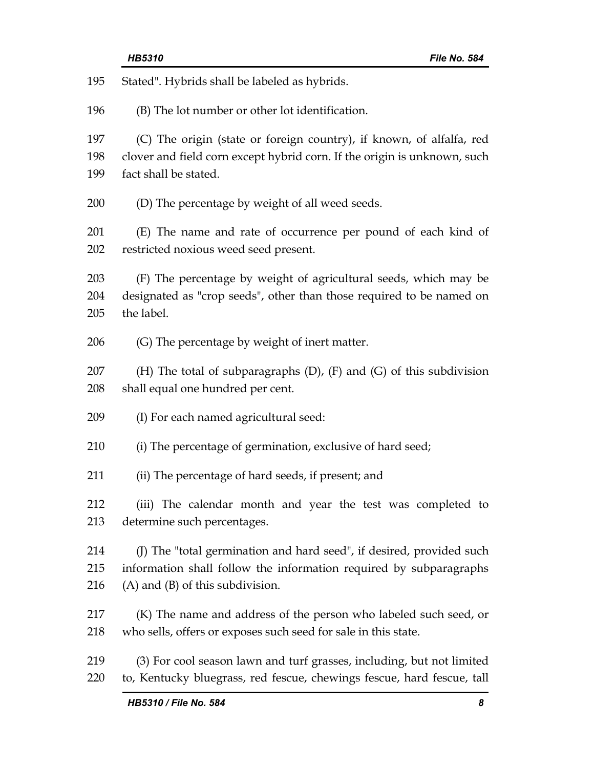Stated". Hybrids shall be labeled as hybrids.

(B) The lot number or other lot identification.

(C) The origin (state or foreign country), if known, of alfalfa, red clover and field corn except hybrid corn. If the origin is unknown, such fact shall be stated.

(D) The percentage by weight of all weed seeds.

(E) The name and rate of occurrence per pound of each kind of restricted noxious weed seed present.

(F) The percentage by weight of agricultural seeds, which may be designated as "crop seeds", other than those required to be named on the label.

(G) The percentage by weight of inert matter.

(H) The total of subparagraphs (D), (F) and (G) of this subdivision shall equal one hundred per cent.

(I) For each named agricultural seed:

(i) The percentage of germination, exclusive of hard seed;

(ii) The percentage of hard seeds, if present; and

(iii) The calendar month and year the test was completed to determine such percentages.

(J) The "total germination and hard seed", if desired, provided such information shall follow the information required by subparagraphs (A) and (B) of this subdivision.

(K) The name and address of the person who labeled such seed, or who sells, offers or exposes such seed for sale in this state.

(3) For cool season lawn and turf grasses, including, but not limited to, Kentucky bluegrass, red fescue, chewings fescue, hard fescue, tall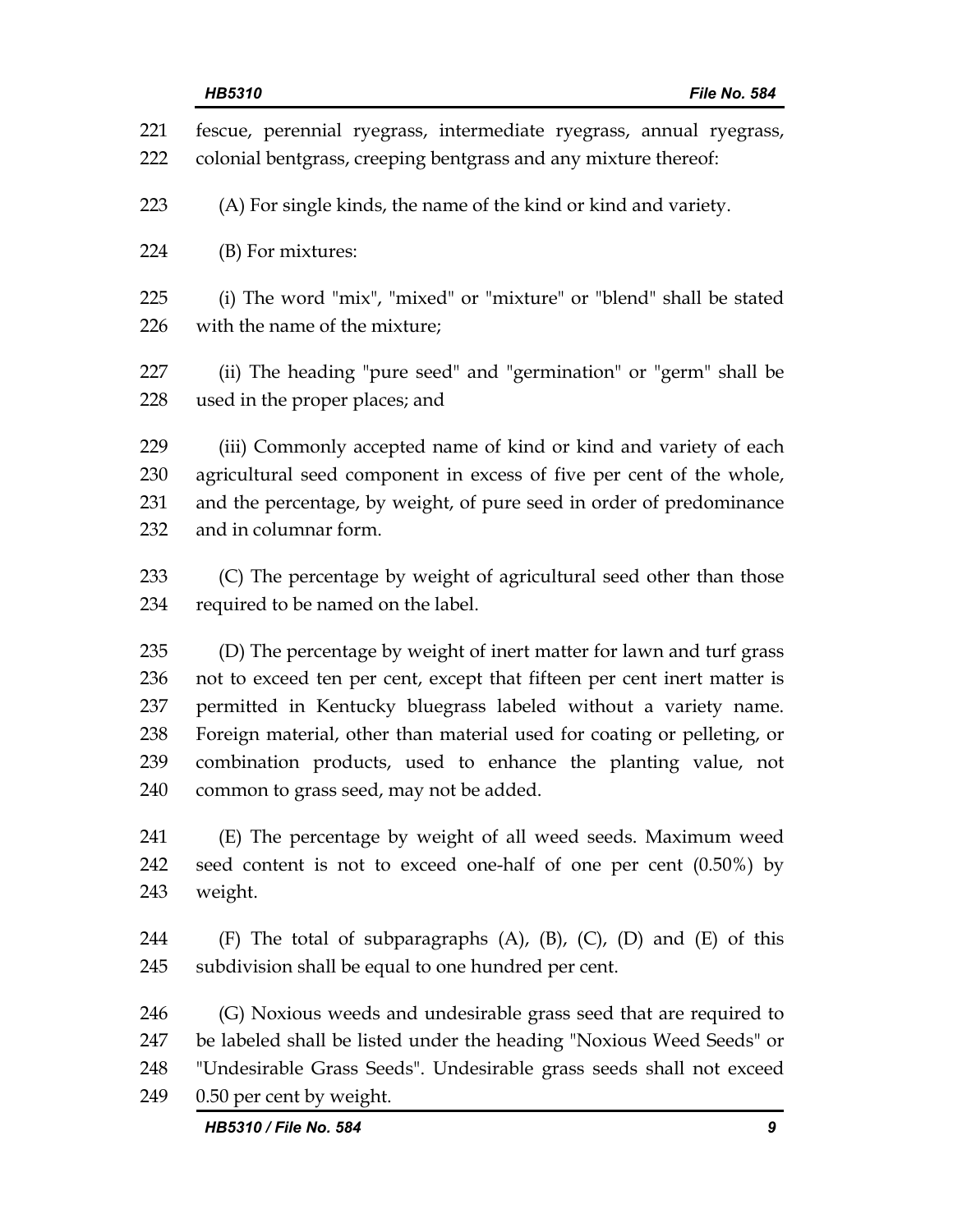fescue, perennial ryegrass, intermediate ryegrass, annual ryegrass, colonial bentgrass, creeping bentgrass and any mixture thereof:

(A) For single kinds, the name of the kind or kind and variety.

(B) For mixtures:

(i) The word "mix", "mixed" or "mixture" or "blend" shall be stated with the name of the mixture;

(ii) The heading "pure seed" and "germination" or "germ" shall be used in the proper places; and

(iii) Commonly accepted name of kind or kind and variety of each agricultural seed component in excess of five per cent of the whole, and the percentage, by weight, of pure seed in order of predominance and in columnar form.

(C) The percentage by weight of agricultural seed other than those required to be named on the label.

(D) The percentage by weight of inert matter for lawn and turf grass not to exceed ten per cent, except that fifteen per cent inert matter is permitted in Kentucky bluegrass labeled without a variety name. Foreign material, other than material used for coating or pelleting, or combination products, used to enhance the planting value, not common to grass seed, may not be added.

(E) The percentage by weight of all weed seeds. Maximum weed seed content is not to exceed one-half of one per cent (0.50%) by weight.

(F) The total of subparagraphs (A), (B), (C), (D) and (E) of this subdivision shall be equal to one hundred per cent.

(G) Noxious weeds and undesirable grass seed that are required to be labeled shall be listed under the heading "Noxious Weed Seeds" or "Undesirable Grass Seeds". Undesirable grass seeds shall not exceed 0.50 per cent by weight.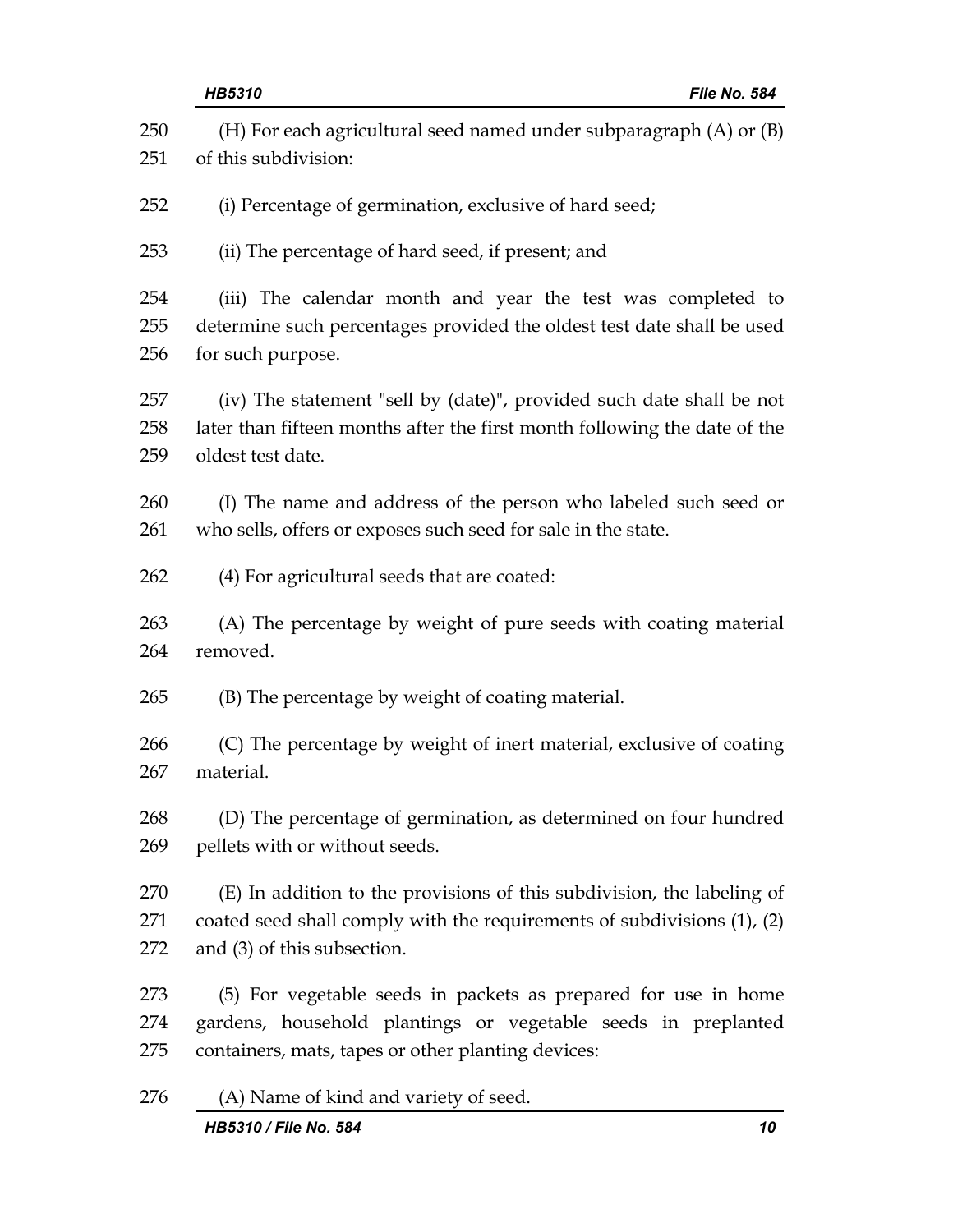(H) For each agricultural seed named under subparagraph (A) or (B) of this subdivision:

(i) Percentage of germination, exclusive of hard seed;

(ii) The percentage of hard seed, if present; and

(iii) The calendar month and year the test was completed to determine such percentages provided the oldest test date shall be used for such purpose.

(iv) The statement "sell by (date)", provided such date shall be not later than fifteen months after the first month following the date of the oldest test date.

(I) The name and address of the person who labeled such seed or who sells, offers or exposes such seed for sale in the state.

(4) For agricultural seeds that are coated:

(A) The percentage by weight of pure seeds with coating material removed.

(B) The percentage by weight of coating material.

(C) The percentage by weight of inert material, exclusive of coating material.

(D) The percentage of germination, as determined on four hundred pellets with or without seeds.

(E) In addition to the provisions of this subdivision, the labeling of coated seed shall comply with the requirements of subdivisions (1), (2) and (3) of this subsection.

(5) For vegetable seeds in packets as prepared for use in home gardens, household plantings or vegetable seeds in preplanted containers, mats, tapes or other planting devices:

(A) Name of kind and variety of seed.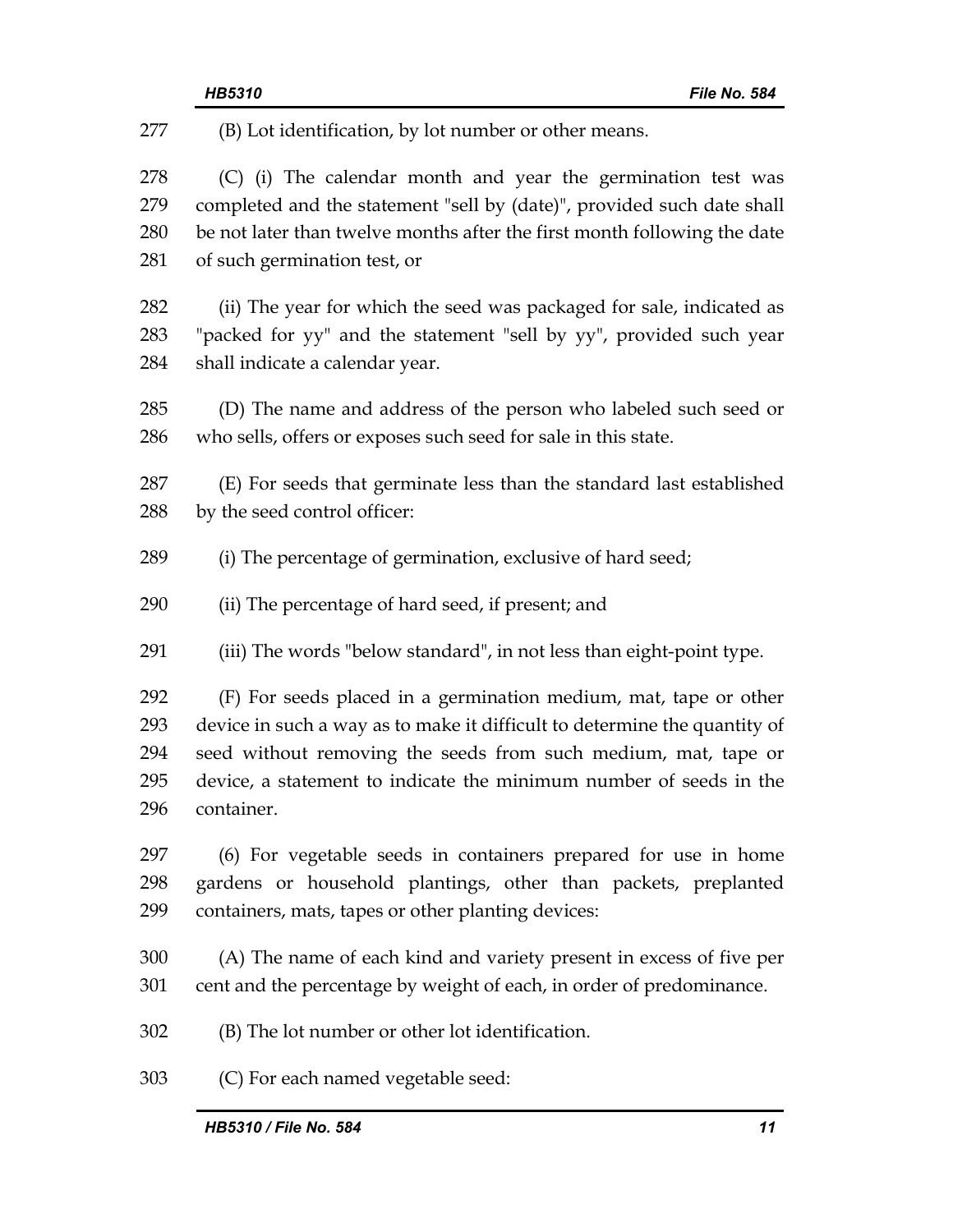(B) Lot identification, by lot number or other means.

(C) (i) The calendar month and year the germination test was completed and the statement "sell by (date)", provided such date shall be not later than twelve months after the first month following the date of such germination test, or

(ii) The year for which the seed was packaged for sale, indicated as "packed for yy" and the statement "sell by yy", provided such year shall indicate a calendar year.

(D) The name and address of the person who labeled such seed or who sells, offers or exposes such seed for sale in this state.

(E) For seeds that germinate less than the standard last established by the seed control officer:

(i) The percentage of germination, exclusive of hard seed;

(ii) The percentage of hard seed, if present; and

(iii) The words "below standard", in not less than eight-point type.

(F) For seeds placed in a germination medium, mat, tape or other device in such a way as to make it difficult to determine the quantity of seed without removing the seeds from such medium, mat, tape or device, a statement to indicate the minimum number of seeds in the container.

(6) For vegetable seeds in containers prepared for use in home gardens or household plantings, other than packets, preplanted containers, mats, tapes or other planting devices:

(A) The name of each kind and variety present in excess of five per cent and the percentage by weight of each, in order of predominance.

(B) The lot number or other lot identification.

(C) For each named vegetable seed: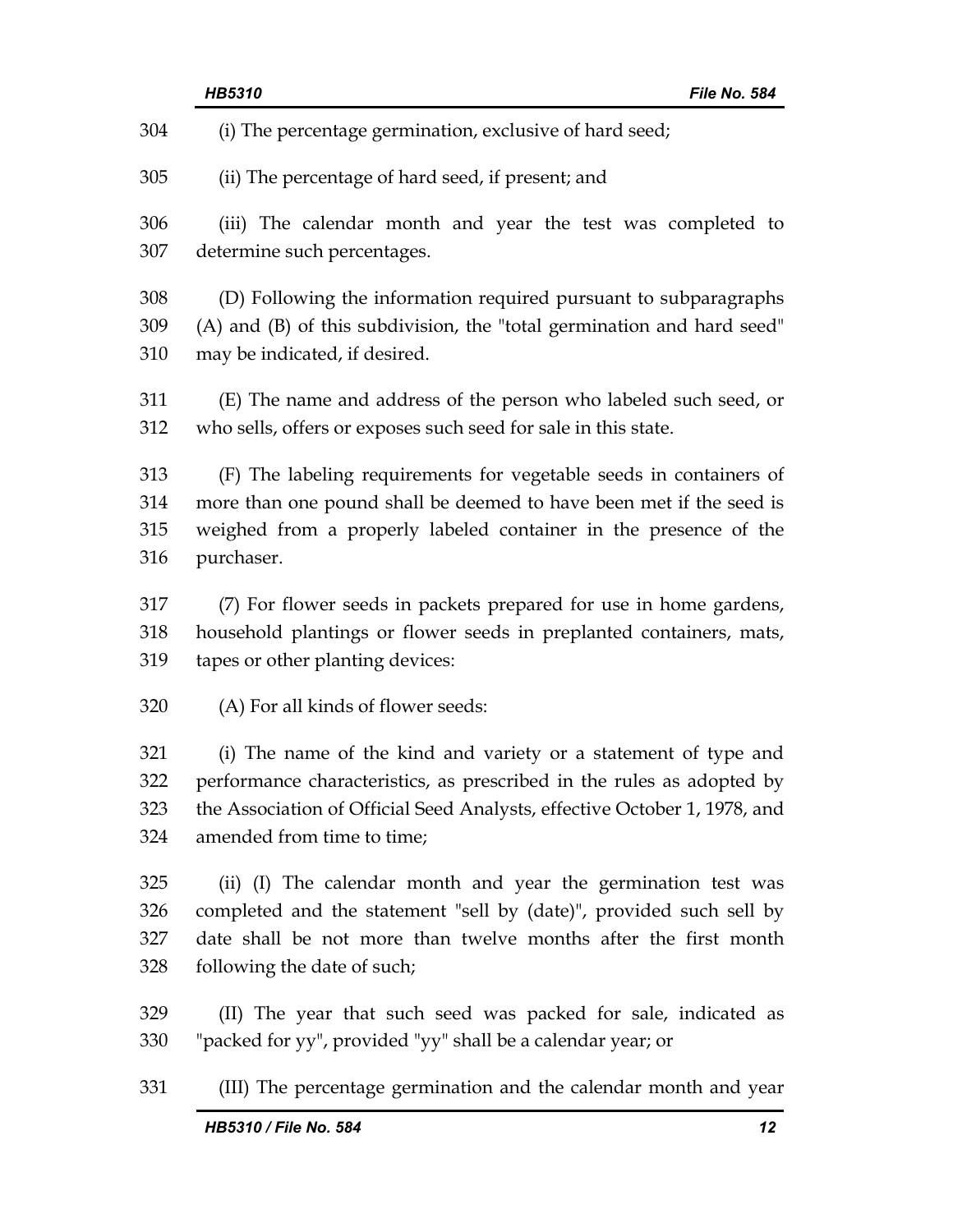(i) The percentage germination, exclusive of hard seed;

(ii) The percentage of hard seed, if present; and

(iii) The calendar month and year the test was completed to determine such percentages.

(D) Following the information required pursuant to subparagraphs (A) and (B) of this subdivision, the "total germination and hard seed" may be indicated, if desired.

(E) The name and address of the person who labeled such seed, or who sells, offers or exposes such seed for sale in this state.

(F) The labeling requirements for vegetable seeds in containers of more than one pound shall be deemed to have been met if the seed is weighed from a properly labeled container in the presence of the purchaser.

(7) For flower seeds in packets prepared for use in home gardens, household plantings or flower seeds in preplanted containers, mats, tapes or other planting devices:

(A) For all kinds of flower seeds:

(i) The name of the kind and variety or a statement of type and performance characteristics, as prescribed in the rules as adopted by the Association of Official Seed Analysts, effective October 1, 1978, and amended from time to time;

(ii) (I) The calendar month and year the germination test was completed and the statement "sell by (date)", provided such sell by date shall be not more than twelve months after the first month following the date of such;

(II) The year that such seed was packed for sale, indicated as "packed for yy", provided "yy" shall be a calendar year; or

(III) The percentage germination and the calendar month and year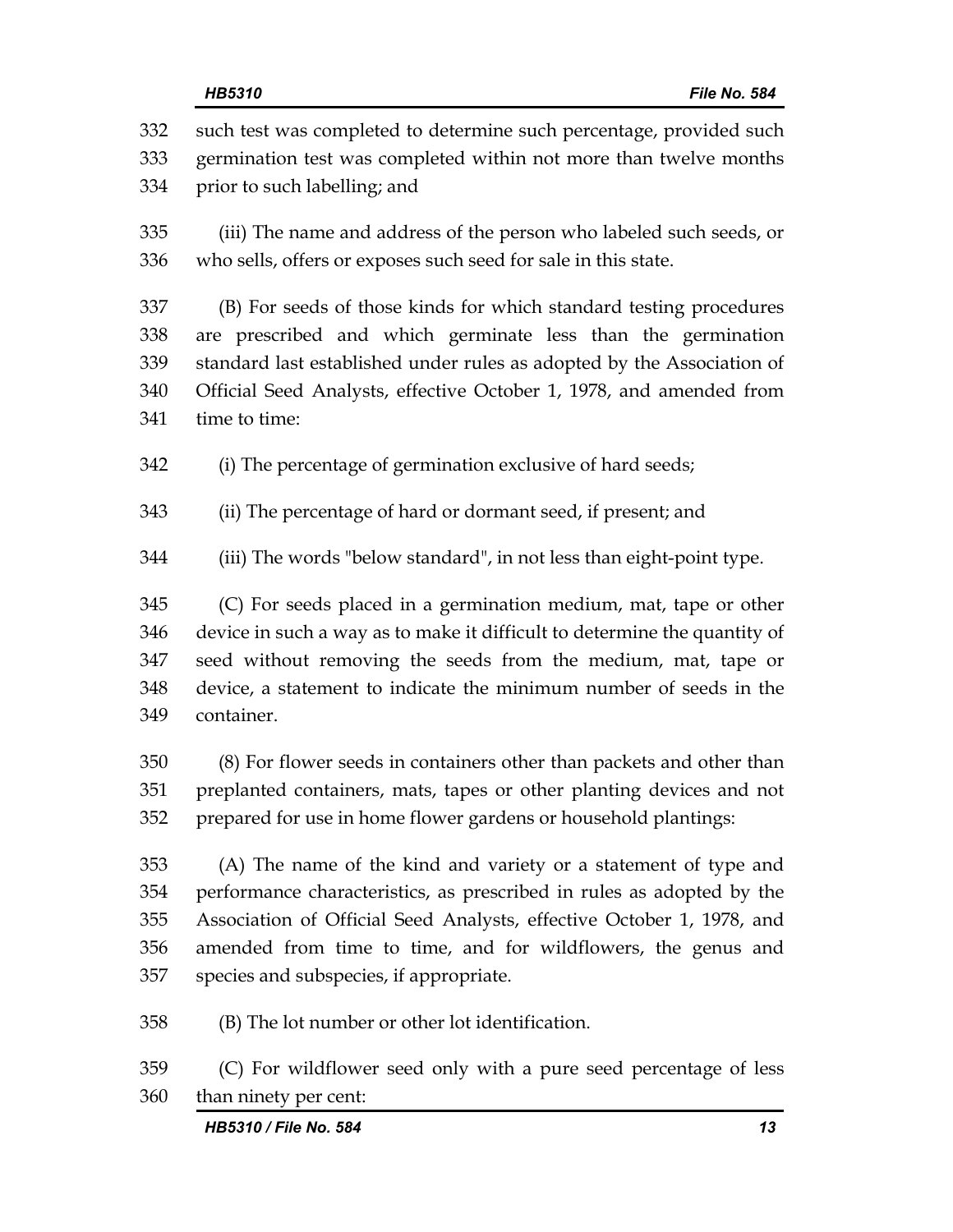such test was completed to determine such percentage, provided such germination test was completed within not more than twelve months prior to such labelling; and

(iii) The name and address of the person who labeled such seeds, or who sells, offers or exposes such seed for sale in this state.

(B) For seeds of those kinds for which standard testing procedures are prescribed and which germinate less than the germination standard last established under rules as adopted by the Association of Official Seed Analysts, effective October 1, 1978, and amended from time to time:

(i) The percentage of germination exclusive of hard seeds;

(ii) The percentage of hard or dormant seed, if present; and

(iii) The words "below standard", in not less than eight-point type.

(C) For seeds placed in a germination medium, mat, tape or other device in such a way as to make it difficult to determine the quantity of seed without removing the seeds from the medium, mat, tape or device, a statement to indicate the minimum number of seeds in the container.

(8) For flower seeds in containers other than packets and other than preplanted containers, mats, tapes or other planting devices and not prepared for use in home flower gardens or household plantings:

(A) The name of the kind and variety or a statement of type and performance characteristics, as prescribed in rules as adopted by the Association of Official Seed Analysts, effective October 1, 1978, and amended from time to time, and for wildflowers, the genus and species and subspecies, if appropriate.

(B) The lot number or other lot identification.

(C) For wildflower seed only with a pure seed percentage of less than ninety per cent: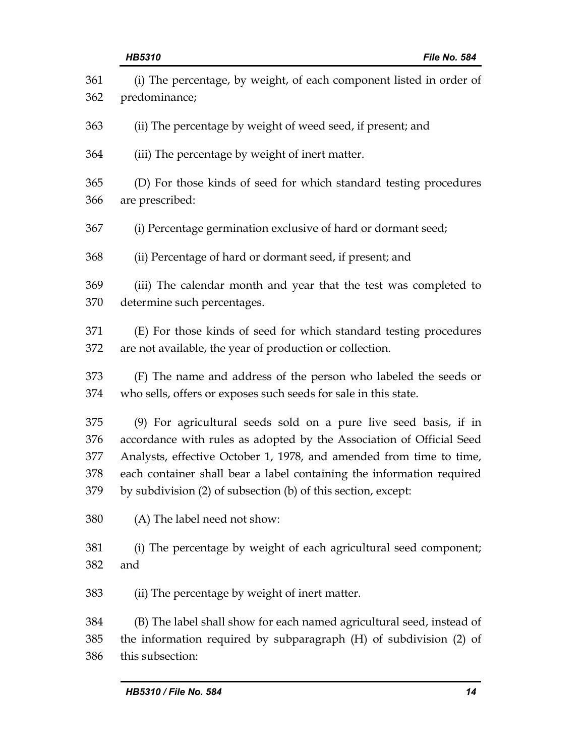(i) The percentage, by weight, of each component listed in order of predominance;

(ii) The percentage by weight of weed seed, if present; and

(iii) The percentage by weight of inert matter.

(D) For those kinds of seed for which standard testing procedures are prescribed:

(i) Percentage germination exclusive of hard or dormant seed;

(ii) Percentage of hard or dormant seed, if present; and

(iii) The calendar month and year that the test was completed to determine such percentages.

(E) For those kinds of seed for which standard testing procedures are not available, the year of production or collection.

(F) The name and address of the person who labeled the seeds or who sells, offers or exposes such seeds for sale in this state.

(9) For agricultural seeds sold on a pure live seed basis, if in accordance with rules as adopted by the Association of Official Seed Analysts, effective October 1, 1978, and amended from time to time, each container shall bear a label containing the information required by subdivision (2) of subsection (b) of this section, except:

(A) The label need not show:

(i) The percentage by weight of each agricultural seed component; and

(ii) The percentage by weight of inert matter.

(B) The label shall show for each named agricultural seed, instead of the information required by subparagraph (H) of subdivision (2) of this subsection: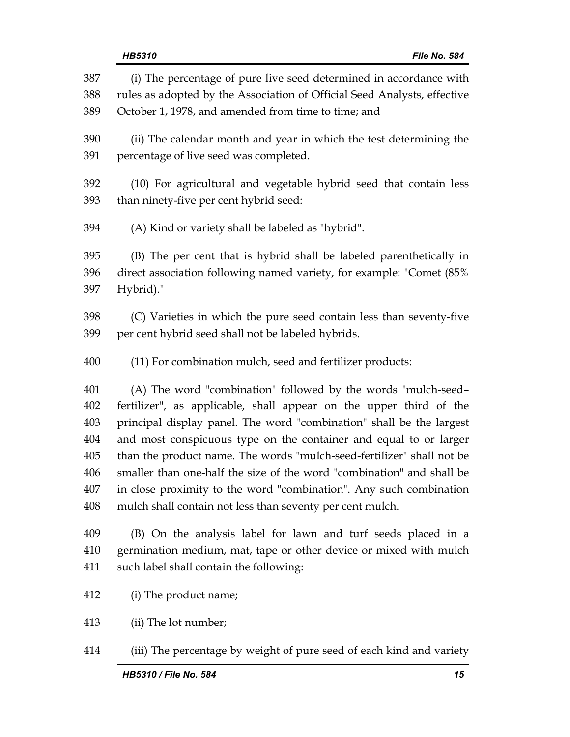(i) The percentage of pure live seed determined in accordance with rules as adopted by the Association of Official Seed Analysts, effective October 1, 1978, and amended from time to time; and

(ii) The calendar month and year in which the test determining the percentage of live seed was completed.

(10) For agricultural and vegetable hybrid seed that contain less than ninety-five per cent hybrid seed:

(A) Kind or variety shall be labeled as "hybrid".

(B) The per cent that is hybrid shall be labeled parenthetically in direct association following named variety, for example: "Comet (85% Hybrid)."

(C) Varieties in which the pure seed contain less than seventy-five per cent hybrid seed shall not be labeled hybrids.

(11) For combination mulch, seed and fertilizer products:

(A) The word "combination" followed by the words "mulch-seed–fertilizer", as applicable, shall appear on the upper third of the principal display panel. The word "combination" shall be the largest and most conspicuous type on the container and equal to or larger than the product name. The words "mulch-seed-fertilizer" shall not be smaller than one-half the size of the word "combination" and shall be in close proximity to the word "combination". Any such combination mulch shall contain not less than seventy per cent mulch.

(B) On the analysis label for lawn and turf seeds placed in a germination medium, mat, tape or other device or mixed with mulch such label shall contain the following:

(i) The product name;

(ii) The lot number;

(iii) The percentage by weight of pure seed of each kind and variety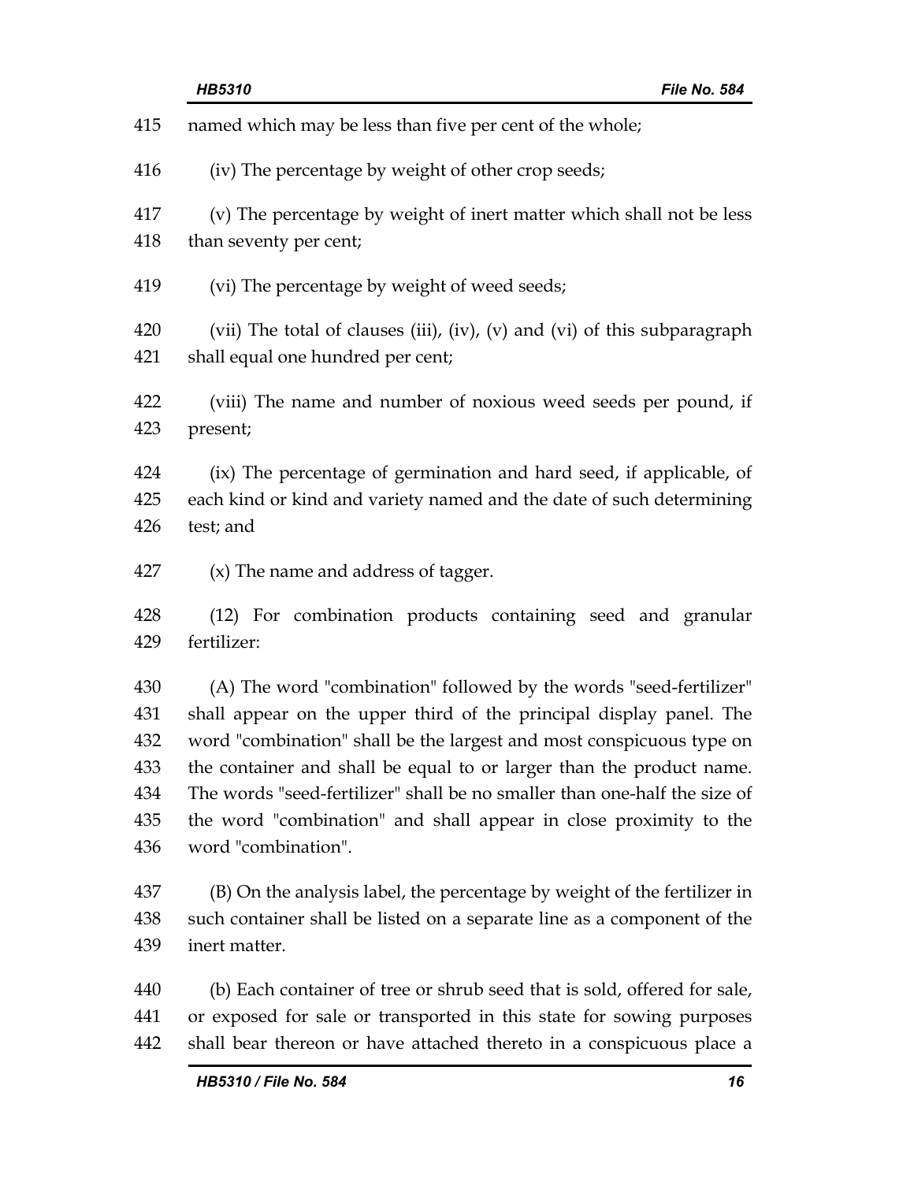named which may be less than five per cent of the whole;

(iv) The percentage by weight of other crop seeds;

(v) The percentage by weight of inert matter which shall not be less than seventy per cent;

(vi) The percentage by weight of weed seeds;

(vii) The total of clauses (iii), (iv), (v) and (vi) of this subparagraph shall equal one hundred per cent;

(viii) The name and number of noxious weed seeds per pound, if present;

(ix) The percentage of germination and hard seed, if applicable, of each kind or kind and variety named and the date of such determining test; and

(x) The name and address of tagger.

(12) For combination products containing seed and granular fertilizer:

(A) The word "combination" followed by the words "seed-fertilizer" shall appear on the upper third of the principal display panel. The word "combination" shall be the largest and most conspicuous type on the container and shall be equal to or larger than the product name. The words "seed-fertilizer" shall be no smaller than one-half the size of the word "combination" and shall appear in close proximity to the word "combination".

(B) On the analysis label, the percentage by weight of the fertilizer in such container shall be listed on a separate line as a component of the inert matter.

(b) Each container of tree or shrub seed that is sold, offered for sale, or exposed for sale or transported in this state for sowing purposes shall bear thereon or have attached thereto in a conspicuous place a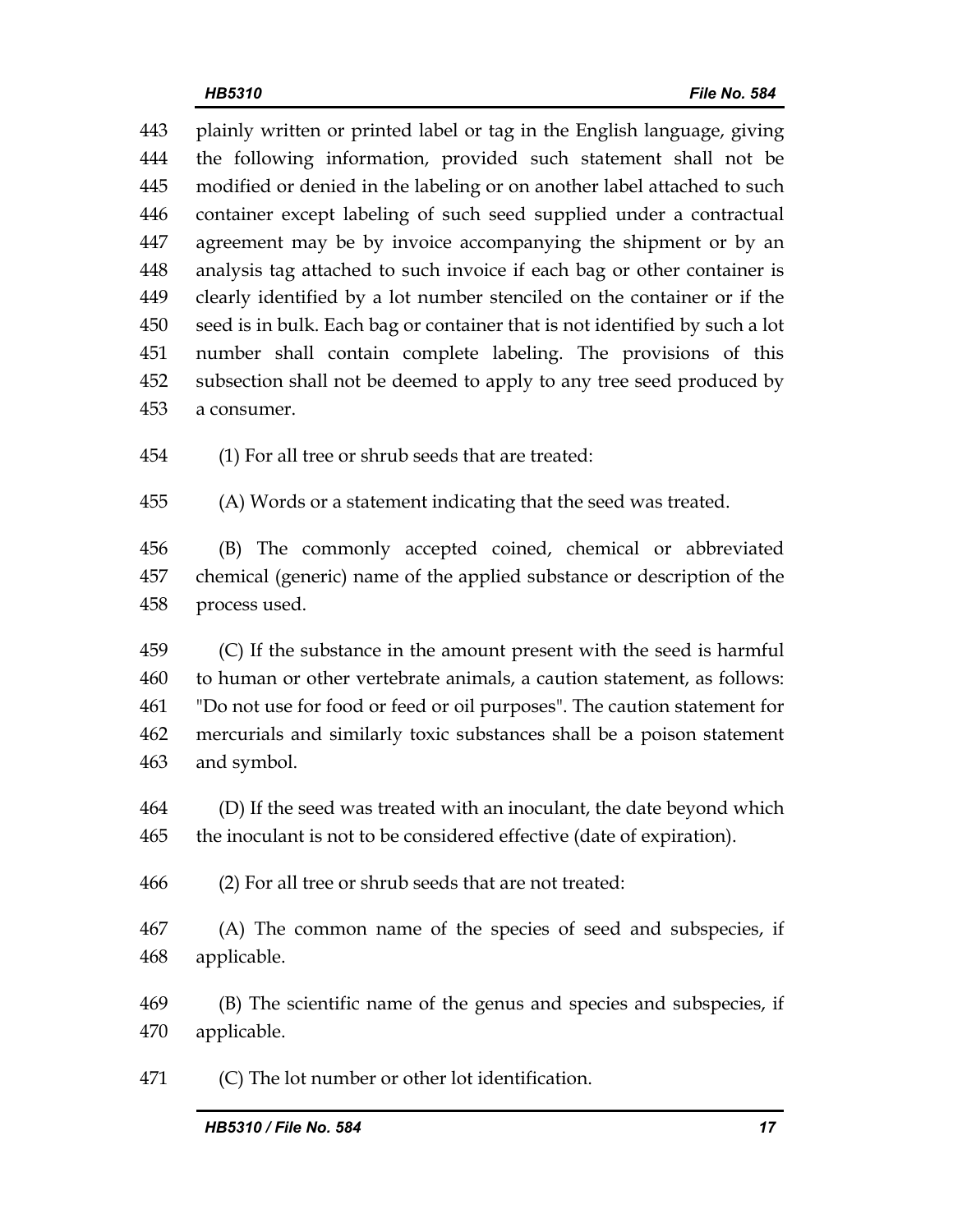plainly written or printed label or tag in the English language, giving the following information, provided such statement shall not be modified or denied in the labeling or on another label attached to such container except labeling of such seed supplied under a contractual agreement may be by invoice accompanying the shipment or by an analysis tag attached to such invoice if each bag or other container is clearly identified by a lot number stenciled on the container or if the seed is in bulk. Each bag or container that is not identified by such a lot number shall contain complete labeling. The provisions of this subsection shall not be deemed to apply to any tree seed produced by a consumer.

(1) For all tree or shrub seeds that are treated:

(A) Words or a statement indicating that the seed was treated.

(B) The commonly accepted coined, chemical or abbreviated chemical (generic) name of the applied substance or description of the process used.

(C) If the substance in the amount present with the seed is harmful to human or other vertebrate animals, a caution statement, as follows: "Do not use for food or feed or oil purposes". The caution statement for mercurials and similarly toxic substances shall be a poison statement and symbol.

(D) If the seed was treated with an inoculant, the date beyond which the inoculant is not to be considered effective (date of expiration).

(2) For all tree or shrub seeds that are not treated:

(A) The common name of the species of seed and subspecies, if applicable.

(B) The scientific name of the genus and species and subspecies, if applicable.

(C) The lot number or other lot identification.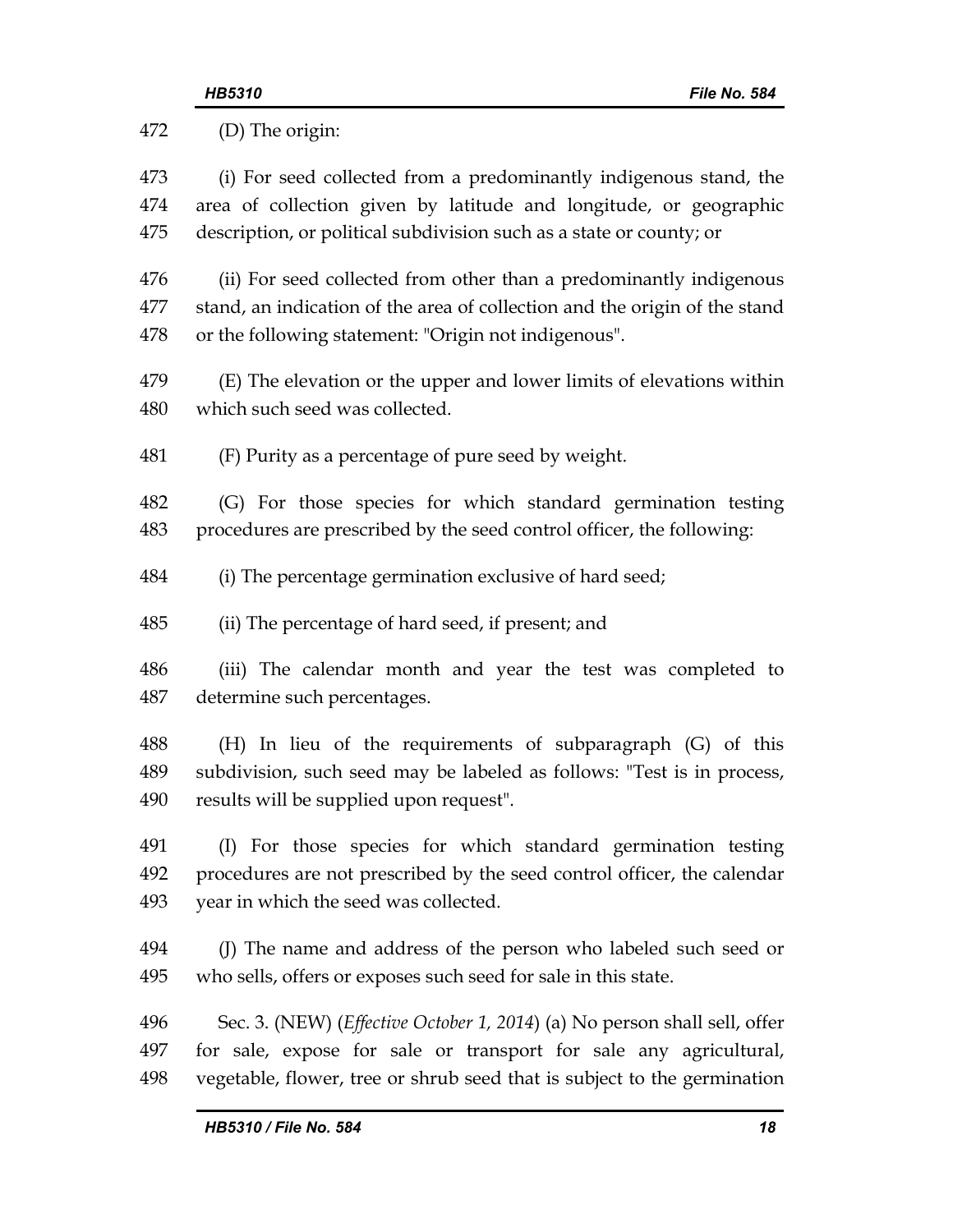(D) The origin:

(i) For seed collected from a predominantly indigenous stand, the area of collection given by latitude and longitude, or geographic description, or political subdivision such as a state or county; or

(ii) For seed collected from other than a predominantly indigenous stand, an indication of the area of collection and the origin of the stand or the following statement: "Origin not indigenous".

(E) The elevation or the upper and lower limits of elevations within which such seed was collected.

(F) Purity as a percentage of pure seed by weight.

(G) For those species for which standard germination testing procedures are prescribed by the seed control officer, the following:

(i) The percentage germination exclusive of hard seed;

(ii) The percentage of hard seed, if present; and

(iii) The calendar month and year the test was completed to determine such percentages.

(H) In lieu of the requirements of subparagraph (G) of this subdivision, such seed may be labeled as follows: "Test is in process, results will be supplied upon request".

(I) For those species for which standard germination testing procedures are not prescribed by the seed control officer, the calendar year in which the seed was collected.

(J) The name and address of the person who labeled such seed or who sells, offers or exposes such seed for sale in this state.

Sec. 3. (NEW) (*Effective October 1, 2014*) (a) No person shall sell, offer for sale, expose for sale or transport for sale any agricultural, vegetable, flower, tree or shrub seed that is subject to the germination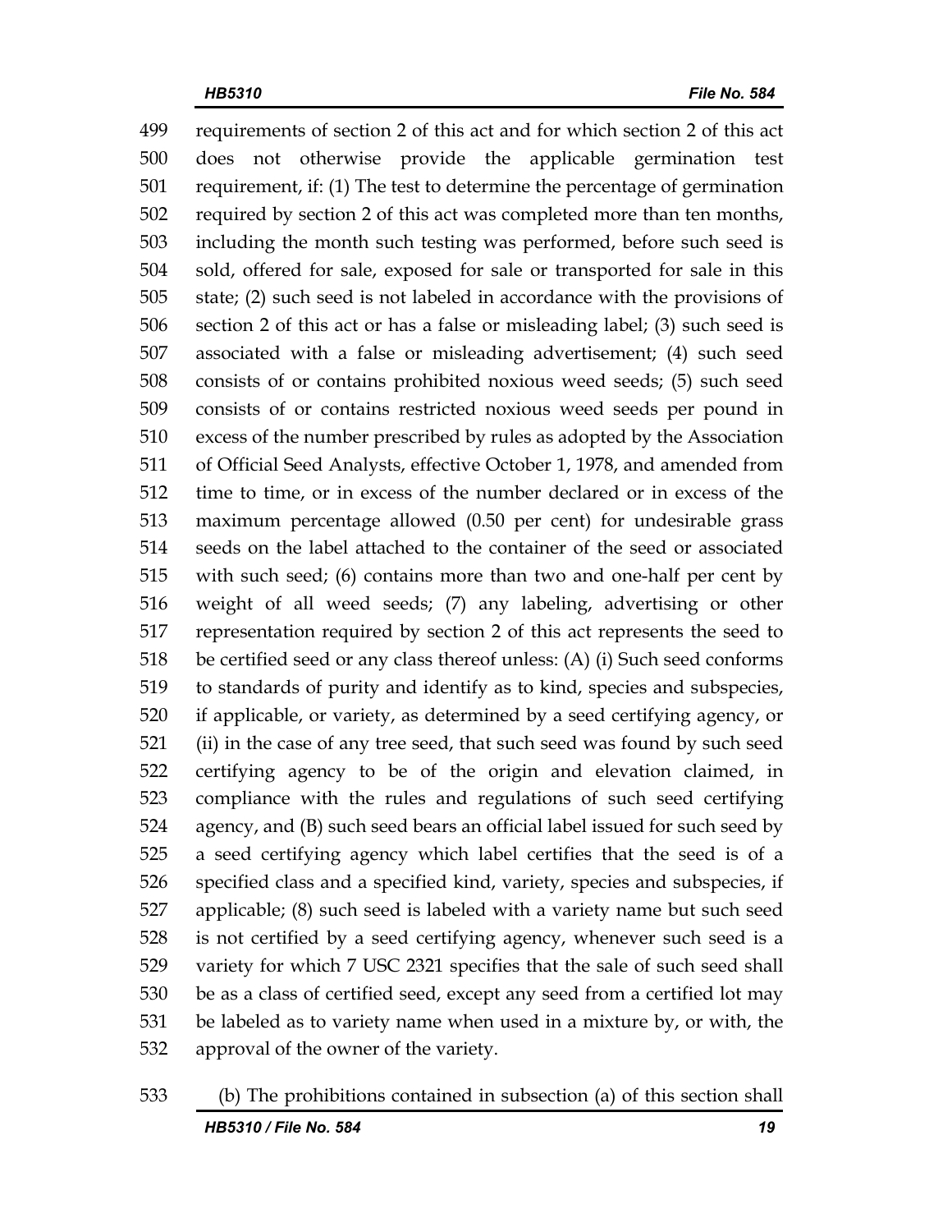requirements of section 2 of this act and for which section 2 of this act does not otherwise provide the applicable germination test requirement, if: (1) The test to determine the percentage of germination required by section 2 of this act was completed more than ten months, including the month such testing was performed, before such seed is sold, offered for sale, exposed for sale or transported for sale in this state; (2) such seed is not labeled in accordance with the provisions of section 2 of this act or has a false or misleading label; (3) such seed is associated with a false or misleading advertisement; (4) such seed consists of or contains prohibited noxious weed seeds; (5) such seed consists of or contains restricted noxious weed seeds per pound in excess of the number prescribed by rules as adopted by the Association of Official Seed Analysts, effective October 1, 1978, and amended from time to time, or in excess of the number declared or in excess of the maximum percentage allowed (0.50 per cent) for undesirable grass seeds on the label attached to the container of the seed or associated with such seed; (6) contains more than two and one-half per cent by weight of all weed seeds; (7) any labeling, advertising or other representation required by section 2 of this act represents the seed to be certified seed or any class thereof unless: (A) (i) Such seed conforms to standards of purity and identify as to kind, species and subspecies, if applicable, or variety, as determined by a seed certifying agency, or (ii) in the case of any tree seed, that such seed was found by such seed certifying agency to be of the origin and elevation claimed, in compliance with the rules and regulations of such seed certifying agency, and (B) such seed bears an official label issued for such seed by a seed certifying agency which label certifies that the seed is of a specified class and a specified kind, variety, species and subspecies, if applicable; (8) such seed is labeled with a variety name but such seed is not certified by a seed certifying agency, whenever such seed is a variety for which 7 USC 2321 specifies that the sale of such seed shall be as a class of certified seed, except any seed from a certified lot may be labeled as to variety name when used in a mixture by, or with, the approval of the owner of the variety.

(b) The prohibitions contained in subsection (a) of this section shall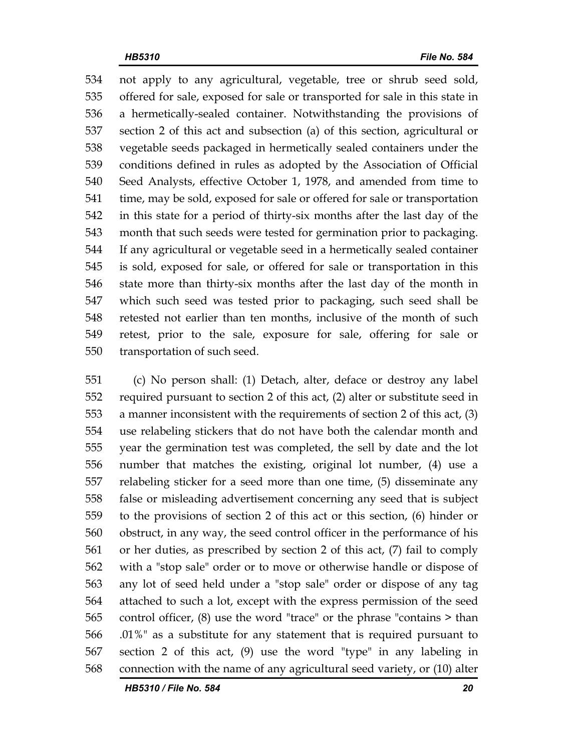not apply to any agricultural, vegetable, tree or shrub seed sold, offered for sale, exposed for sale or transported for sale in this state in a hermetically-sealed container. Notwithstanding the provisions of section 2 of this act and subsection (a) of this section, agricultural or vegetable seeds packaged in hermetically sealed containers under the conditions defined in rules as adopted by the Association of Official Seed Analysts, effective October 1, 1978, and amended from time to time, may be sold, exposed for sale or offered for sale or transportation in this state for a period of thirty-six months after the last day of the month that such seeds were tested for germination prior to packaging. If any agricultural or vegetable seed in a hermetically sealed container is sold, exposed for sale, or offered for sale or transportation in this state more than thirty-six months after the last day of the month in which such seed was tested prior to packaging, such seed shall be retested not earlier than ten months, inclusive of the month of such retest, prior to the sale, exposure for sale, offering for sale or transportation of such seed.

(c) No person shall: (1) Detach, alter, deface or destroy any label required pursuant to section 2 of this act, (2) alter or substitute seed in a manner inconsistent with the requirements of section 2 of this act, (3) use relabeling stickers that do not have both the calendar month and year the germination test was completed, the sell by date and the lot number that matches the existing, original lot number, (4) use a relabeling sticker for a seed more than one time, (5) disseminate any false or misleading advertisement concerning any seed that is subject to the provisions of section 2 of this act or this section, (6) hinder or obstruct, in any way, the seed control officer in the performance of his or her duties, as prescribed by section 2 of this act, (7) fail to comply with a "stop sale" order or to move or otherwise handle or dispose of any lot of seed held under a "stop sale" order or dispose of any tag attached to such a lot, except with the express permission of the seed control officer, (8) use the word "trace" or the phrase "contains > than .01%" as a substitute for any statement that is required pursuant to section 2 of this act, (9) use the word "type" in any labeling in connection with the name of any agricultural seed variety, or (10) alter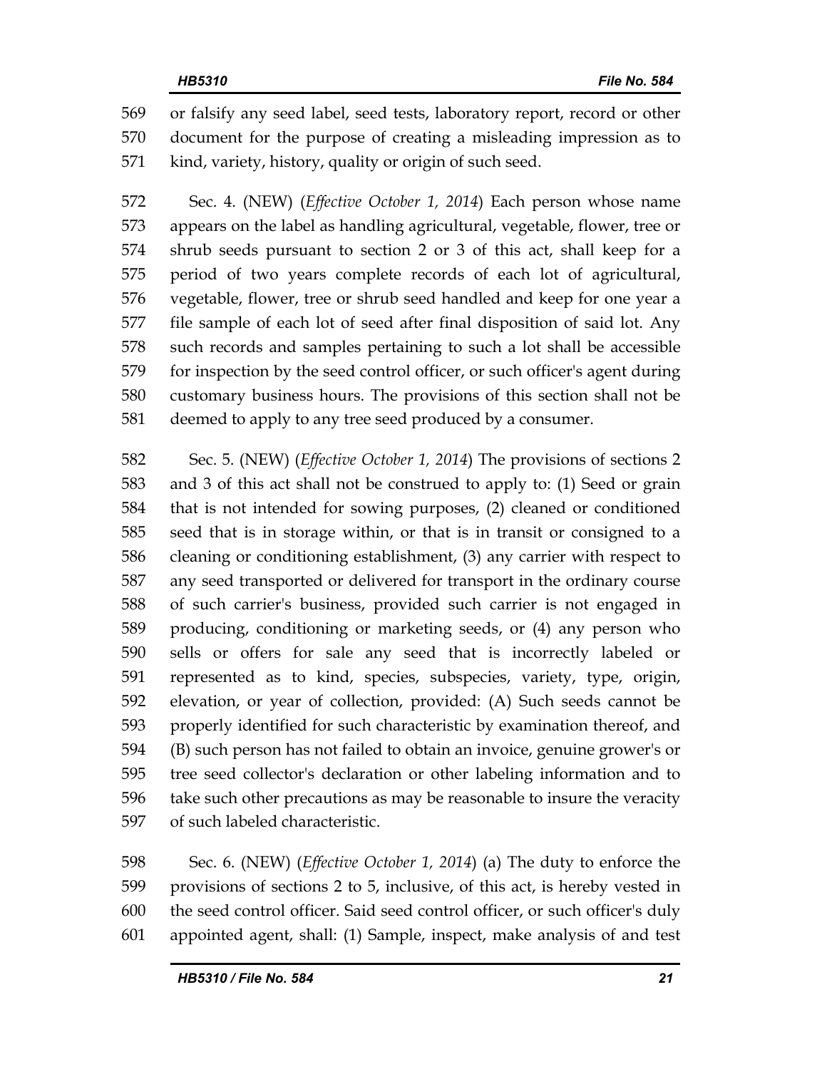or falsify any seed label, seed tests, laboratory report, record or other document for the purpose of creating a misleading impression as to kind, variety, history, quality or origin of such seed.

Sec. 4. (NEW) (*Effective October 1, 2014*) Each person whose name appears on the label as handling agricultural, vegetable, flower, tree or shrub seeds pursuant to section 2 or 3 of this act, shall keep for a period of two years complete records of each lot of agricultural, vegetable, flower, tree or shrub seed handled and keep for one year a file sample of each lot of seed after final disposition of said lot. Any such records and samples pertaining to such a lot shall be accessible for inspection by the seed control officer, or such officer's agent during customary business hours. The provisions of this section shall not be deemed to apply to any tree seed produced by a consumer.

Sec. 5. (NEW) (*Effective October 1, 2014*) The provisions of sections 2 and 3 of this act shall not be construed to apply to: (1) Seed or grain that is not intended for sowing purposes, (2) cleaned or conditioned seed that is in storage within, or that is in transit or consigned to a cleaning or conditioning establishment, (3) any carrier with respect to any seed transported or delivered for transport in the ordinary course of such carrier's business, provided such carrier is not engaged in producing, conditioning or marketing seeds, or (4) any person who sells or offers for sale any seed that is incorrectly labeled or represented as to kind, species, subspecies, variety, type, origin, elevation, or year of collection, provided: (A) Such seeds cannot be properly identified for such characteristic by examination thereof, and (B) such person has not failed to obtain an invoice, genuine grower's or tree seed collector's declaration or other labeling information and to take such other precautions as may be reasonable to insure the veracity of such labeled characteristic.

Sec. 6. (NEW) (*Effective October 1, 2014*) (a) The duty to enforce the provisions of sections 2 to 5, inclusive, of this act, is hereby vested in the seed control officer. Said seed control officer, or such officer's duly appointed agent, shall: (1) Sample, inspect, make analysis of and test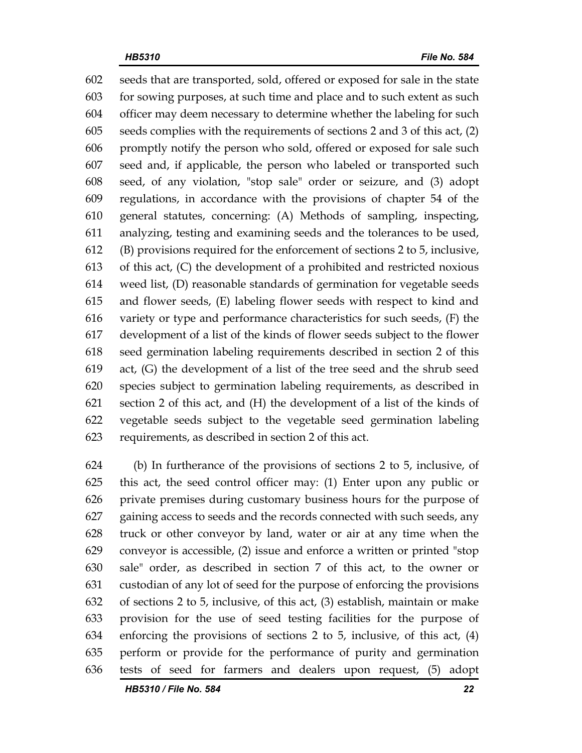seeds that are transported, sold, offered or exposed for sale in the state for sowing purposes, at such time and place and to such extent as such officer may deem necessary to determine whether the labeling for such seeds complies with the requirements of sections 2 and 3 of this act, (2) promptly notify the person who sold, offered or exposed for sale such seed and, if applicable, the person who labeled or transported such seed, of any violation, "stop sale" order or seizure, and (3) adopt regulations, in accordance with the provisions of chapter 54 of the general statutes, concerning: (A) Methods of sampling, inspecting, analyzing, testing and examining seeds and the tolerances to be used, (B) provisions required for the enforcement of sections 2 to 5, inclusive, of this act, (C) the development of a prohibited and restricted noxious weed list, (D) reasonable standards of germination for vegetable seeds and flower seeds, (E) labeling flower seeds with respect to kind and variety or type and performance characteristics for such seeds, (F) the development of a list of the kinds of flower seeds subject to the flower seed germination labeling requirements described in section 2 of this act, (G) the development of a list of the tree seed and the shrub seed species subject to germination labeling requirements, as described in section 2 of this act, and (H) the development of a list of the kinds of vegetable seeds subject to the vegetable seed germination labeling requirements, as described in section 2 of this act.

(b) In furtherance of the provisions of sections 2 to 5, inclusive, of this act, the seed control officer may: (1) Enter upon any public or private premises during customary business hours for the purpose of gaining access to seeds and the records connected with such seeds, any truck or other conveyor by land, water or air at any time when the conveyor is accessible, (2) issue and enforce a written or printed "stop sale" order, as described in section 7 of this act, to the owner or custodian of any lot of seed for the purpose of enforcing the provisions of sections 2 to 5, inclusive, of this act, (3) establish, maintain or make provision for the use of seed testing facilities for the purpose of enforcing the provisions of sections 2 to 5, inclusive, of this act, (4) perform or provide for the performance of purity and germination tests of seed for farmers and dealers upon request, (5) adopt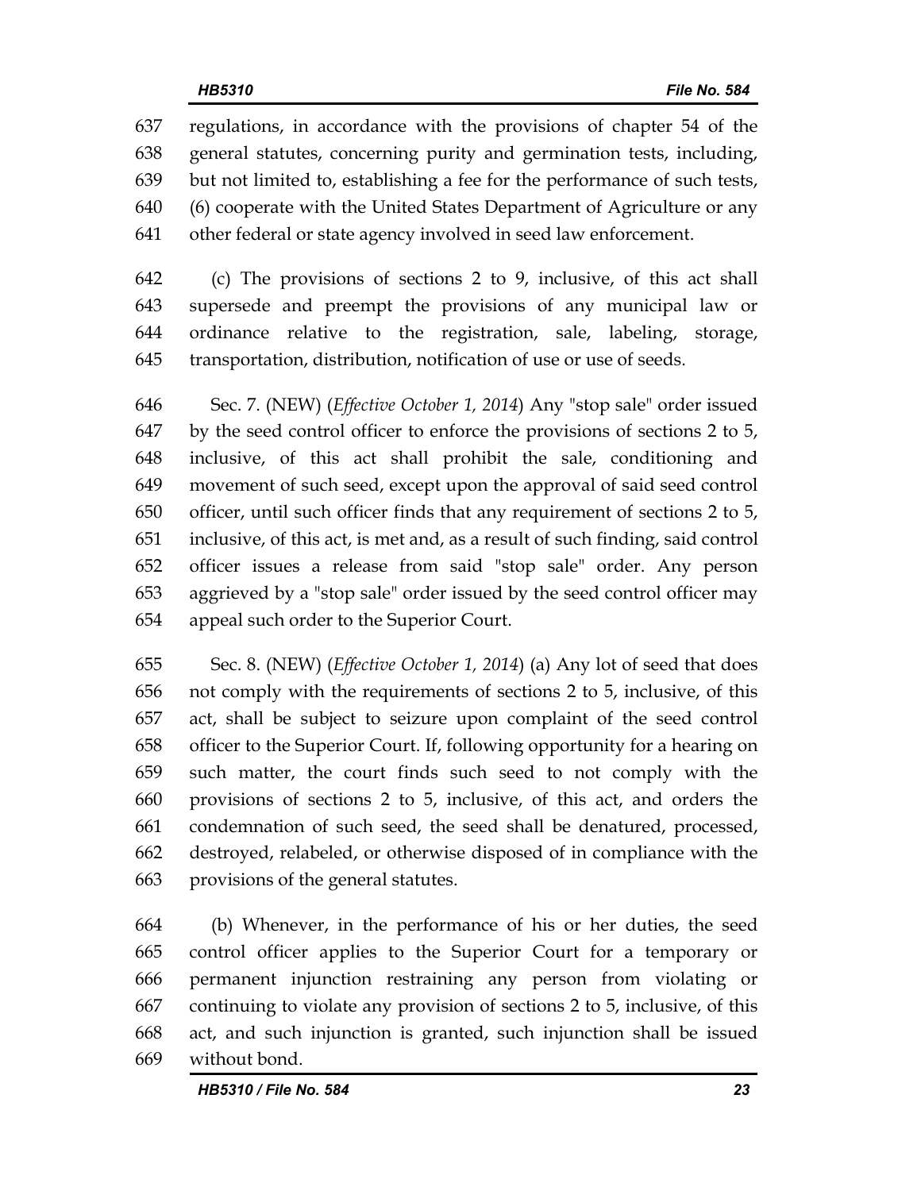regulations, in accordance with the provisions of chapter 54 of the general statutes, concerning purity and germination tests, including, but not limited to, establishing a fee for the performance of such tests, (6) cooperate with the United States Department of Agriculture or any other federal or state agency involved in seed law enforcement.

(c) The provisions of sections 2 to 9, inclusive, of this act shall supersede and preempt the provisions of any municipal law or ordinance relative to the registration, sale, labeling, storage, transportation, distribution, notification of use or use of seeds.

Sec. 7. (NEW) (*Effective October 1, 2014*) Any "stop sale" order issued by the seed control officer to enforce the provisions of sections 2 to 5, inclusive, of this act shall prohibit the sale, conditioning and movement of such seed, except upon the approval of said seed control officer, until such officer finds that any requirement of sections 2 to 5, inclusive, of this act, is met and, as a result of such finding, said control officer issues a release from said "stop sale" order. Any person aggrieved by a "stop sale" order issued by the seed control officer may appeal such order to the Superior Court.

Sec. 8. (NEW) (*Effective October 1, 2014*) (a) Any lot of seed that does not comply with the requirements of sections 2 to 5, inclusive, of this act, shall be subject to seizure upon complaint of the seed control officer to the Superior Court. If, following opportunity for a hearing on such matter, the court finds such seed to not comply with the provisions of sections 2 to 5, inclusive, of this act, and orders the condemnation of such seed, the seed shall be denatured, processed, destroyed, relabeled, or otherwise disposed of in compliance with the provisions of the general statutes.

(b) Whenever, in the performance of his or her duties, the seed control officer applies to the Superior Court for a temporary or permanent injunction restraining any person from violating or continuing to violate any provision of sections 2 to 5, inclusive, of this act, and such injunction is granted, such injunction shall be issued without bond.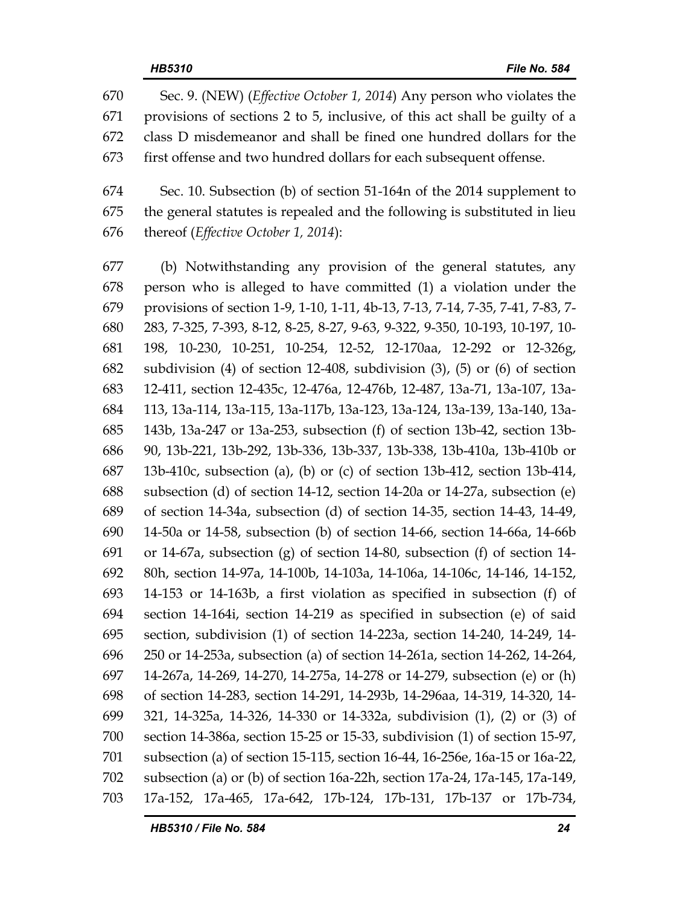Sec. 9. (NEW) (*Effective October 1, 2014*) Any person who violates the provisions of sections 2 to 5, inclusive, of this act shall be guilty of a class D misdemeanor and shall be fined one hundred dollars for the first offense and two hundred dollars for each subsequent offense.

Sec. 10. Subsection (b) of section 51-164n of the 2014 supplement to the general statutes is repealed and the following is substituted in lieu thereof (*Effective October 1, 2014*):

(b) Notwithstanding any provision of the general statutes, any person who is alleged to have committed (1) a violation under the provisions of section 1-9, 1-10, 1-11, 4b-13, 7-13, 7-14, 7-35, 7-41, 7-83, 7-283, 7-325, 7-393, 8-12, 8-25, 8-27, 9-63, 9-322, 9-350, 10-193, 10-197, 10-198, 10-230, 10-251, 10-254, 12-52, 12-170aa, 12-292 or 12-326g, subdivision (4) of section 12-408, subdivision (3), (5) or (6) of section 12-411, section 12-435c, 12-476a, 12-476b, 12-487, 13a-71, 13a-107, 13a-113, 13a-114, 13a-115, 13a-117b, 13a-123, 13a-124, 13a-139, 13a-140, 13a-143b, 13a-247 or 13a-253, subsection (f) of section 13b-42, section 13b-90, 13b-221, 13b-292, 13b-336, 13b-337, 13b-338, 13b-410a, 13b-410b or 13b-410c, subsection (a), (b) or (c) of section 13b-412, section 13b-414, subsection (d) of section 14-12, section 14-20a or 14-27a, subsection (e) of section 14-34a, subsection (d) of section 14-35, section 14-43, 14-49, 14-50a or 14-58, subsection (b) of section 14-66, section 14-66a, 14-66b or 14-67a, subsection (g) of section 14-80, subsection (f) of section 14-80h, section 14-97a, 14-100b, 14-103a, 14-106a, 14-106c, 14-146, 14-152, 14-153 or 14-163b, a first violation as specified in subsection (f) of section 14-164i, section 14-219 as specified in subsection (e) of said section, subdivision (1) of section 14-223a, section 14-240, 14-249, 14-250 or 14-253a, subsection (a) of section 14-261a, section 14-262, 14-264, 14-267a, 14-269, 14-270, 14-275a, 14-278 or 14-279, subsection (e) or (h) of section 14-283, section 14-291, 14-293b, 14-296aa, 14-319, 14-320, 14-321, 14-325a, 14-326, 14-330 or 14-332a, subdivision (1), (2) or (3) of section 14-386a, section 15-25 or 15-33, subdivision (1) of section 15-97, subsection (a) of section 15-115, section 16-44, 16-256e, 16a-15 or 16a-22, subsection (a) or (b) of section 16a-22h, section 17a-24, 17a-145, 17a-149, 17a-152, 17a-465, 17a-642, 17b-124, 17b-131, 17b-137 or 17b-734,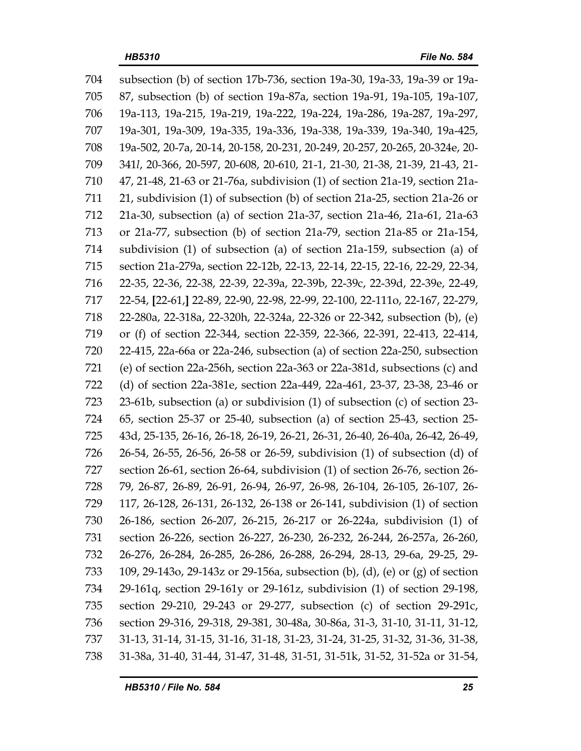704 subsection (b) of section 17b-736, section 19a-30, 19a-33, 19a-39 or 19a-
705 87, subsection (b) of section 19a-87a, section 19a-91, 19a-105, 19a-107,
706 19a-113, 19a-215, 19a-219, 19a-222, 19a-224, 19a-286, 19a-287, 19a-297,
707 19a-301, 19a-309, 19a-335, 19a-336, 19a-338, 19a-339, 19a-340, 19a-425,
708 19a-502, 20-7a, 20-14, 20-158, 20-231, 20-249, 20-257, 20-265, 20-324e, 20-
709 341*l*, 20-366, 20-597, 20-608, 20-610, 21-1, 21-30, 21-38, 21-39, 21-43, 21-
710 47, 21-48, 21-63 or 21-76a, subdivision (1) of section 21a-19, section 21a-
711 21, subdivision (1) of subsection (b) of section 21a-25, section 21a-26 or
712 21a-30, subsection (a) of section 21a-37, section 21a-46, 21a-61, 21a-63
713 or 21a-77, subsection (b) of section 21a-79, section 21a-85 or 21a-154,
714 subdivision (1) of subsection (a) of section 21a-159, subsection (a) of
715 section 21a-279a, section 22-12b, 22-13, 22-14, 22-15, 22-16, 22-29, 22-34,
716 22-35, 22-36, 22-38, 22-39, 22-39a, 22-39b, 22-39c, 22-39d, 22-39e, 22-49,
717 22-54, **[**22-61,**]** 22-89, 22-90, 22-98, 22-99, 22-100, 22-111o, 22-167, 22-279,
718 22-280a, 22-318a, 22-320h, 22-324a, 22-326 or 22-342, subsection (b), (e)
719 or (f) of section 22-344, section 22-359, 22-366, 22-391, 22-413, 22-414,
720 22-415, 22a-66a or 22a-246, subsection (a) of section 22a-250, subsection
721 (e) of section 22a-256h, section 22a-363 or 22a-381d, subsections (c) and
722 (d) of section 22a-381e, section 22a-449, 22a-461, 23-37, 23-38, 23-46 or
723 23-61b, subsection (a) or subdivision (1) of subsection (c) of section 23-
724 65, section 25-37 or 25-40, subsection (a) of section 25-43, section 25-
725 43d, 25-135, 26-16, 26-18, 26-19, 26-21, 26-31, 26-40, 26-40a, 26-42, 26-49,
726 26-54, 26-55, 26-56, 26-58 or 26-59, subdivision (1) of subsection (d) of
727 section 26-61, section 26-64, subdivision (1) of section 26-76, section 26-
728 79, 26-87, 26-89, 26-91, 26-94, 26-97, 26-98, 26-104, 26-105, 26-107, 26-
729 117, 26-128, 26-131, 26-132, 26-138 or 26-141, subdivision (1) of section
730 26-186, section 26-207, 26-215, 26-217 or 26-224a, subdivision (1) of
731 section 26-226, section 26-227, 26-230, 26-232, 26-244, 26-257a, 26-260,
732 26-276, 26-284, 26-285, 26-286, 26-288, 26-294, 28-13, 29-6a, 29-25, 29-
733 109, 29-143o, 29-143z or 29-156a, subsection (b), (d), (e) or (g) of section
734 29-161q, section 29-161y or 29-161z, subdivision (1) of section 29-198,
735 section 29-210, 29-243 or 29-277, subsection (c) of section 29-291c,
736 section 29-316, 29-318, 29-381, 30-48a, 30-86a, 31-3, 31-10, 31-11, 31-12,
737 31-13, 31-14, 31-15, 31-16, 31-18, 31-23, 31-24, 31-25, 31-32, 31-36, 31-38,
738 31-38a, 31-40, 31-44, 31-47, 31-48, 31-51, 31-51k, 31-52, 31-52a or 31-54,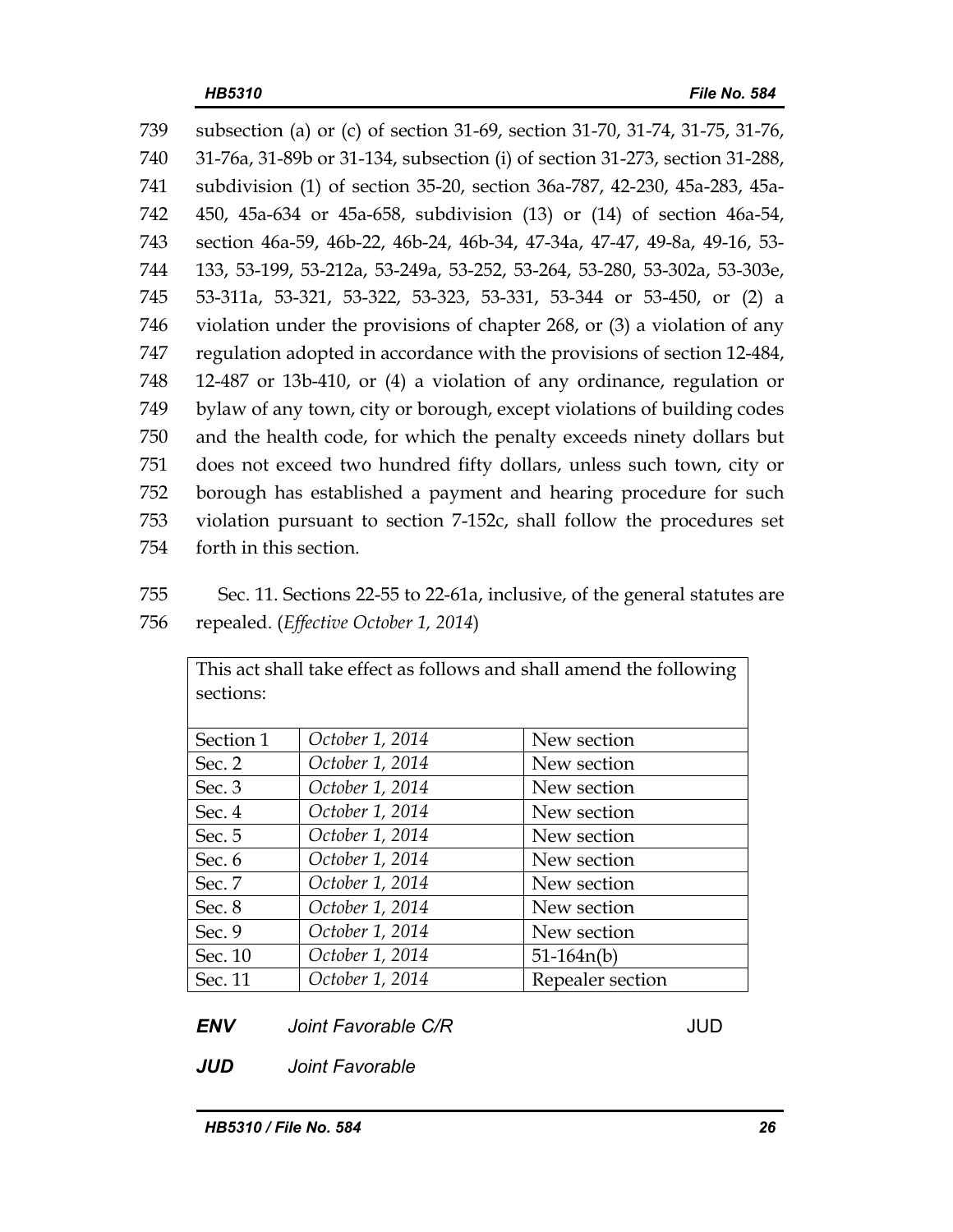739 subsection (a) or (c) of section 31-69, section 31-70, 31-74, 31-75, 31-76,
740 31-76a, 31-89b or 31-134, subsection (i) of section 31-273, section 31-288,
741 subdivision (1) of section 35-20, section 36a-787, 42-230, 45a-283, 45a-
742 450, 45a-634 or 45a-658, subdivision (13) or (14) of section 46a-54,
743 section 46a-59, 46b-22, 46b-24, 46b-34, 47-34a, 47-47, 49-8a, 49-16, 53-
744 133, 53-199, 53-212a, 53-249a, 53-252, 53-264, 53-280, 53-302a, 53-303e,
745 53-311a, 53-321, 53-322, 53-323, 53-331, 53-344 or 53-450, or (2) a
746 violation under the provisions of chapter 268, or (3) a violation of any
747 regulation adopted in accordance with the provisions of section 12-484,
748 12-487 or 13b-410, or (4) a violation of any ordinance, regulation or
749 bylaw of any town, city or borough, except violations of building codes
750 and the health code, for which the penalty exceeds ninety dollars but
751 does not exceed two hundred fifty dollars, unless such town, city or
752 borough has established a payment and hearing procedure for such
753 violation pursuant to section 7-152c, shall follow the procedures set
754 forth in this section.

755 Sec. 11. Sections 22-55 to 22-61a, inclusive, of the general statutes are
756 repealed. (*Effective October 1, 2014*)

| This act shall take effect as follows and shall amend the following sections: | | |
|---|---|---|
| Section 1 | *October 1, 2014* | New section |
| Sec. 2 | *October 1, 2014* | New section |
| Sec. 3 | *October 1, 2014* | New section |
| Sec. 4 | *October 1, 2014* | New section |
| Sec. 5 | *October 1, 2014* | New section |
| Sec. 6 | *October 1, 2014* | New section |
| Sec. 7 | *October 1, 2014* | New section |
| Sec. 8 | *October 1, 2014* | New section |
| Sec. 9 | *October 1, 2014* | New section |
| Sec. 10 | *October 1, 2014* | 51-164n(b) |
| Sec. 11 | *October 1, 2014* | Repealer section |

***ENV*** *Joint Favorable C/R* JUD

***JUD*** *Joint Favorable*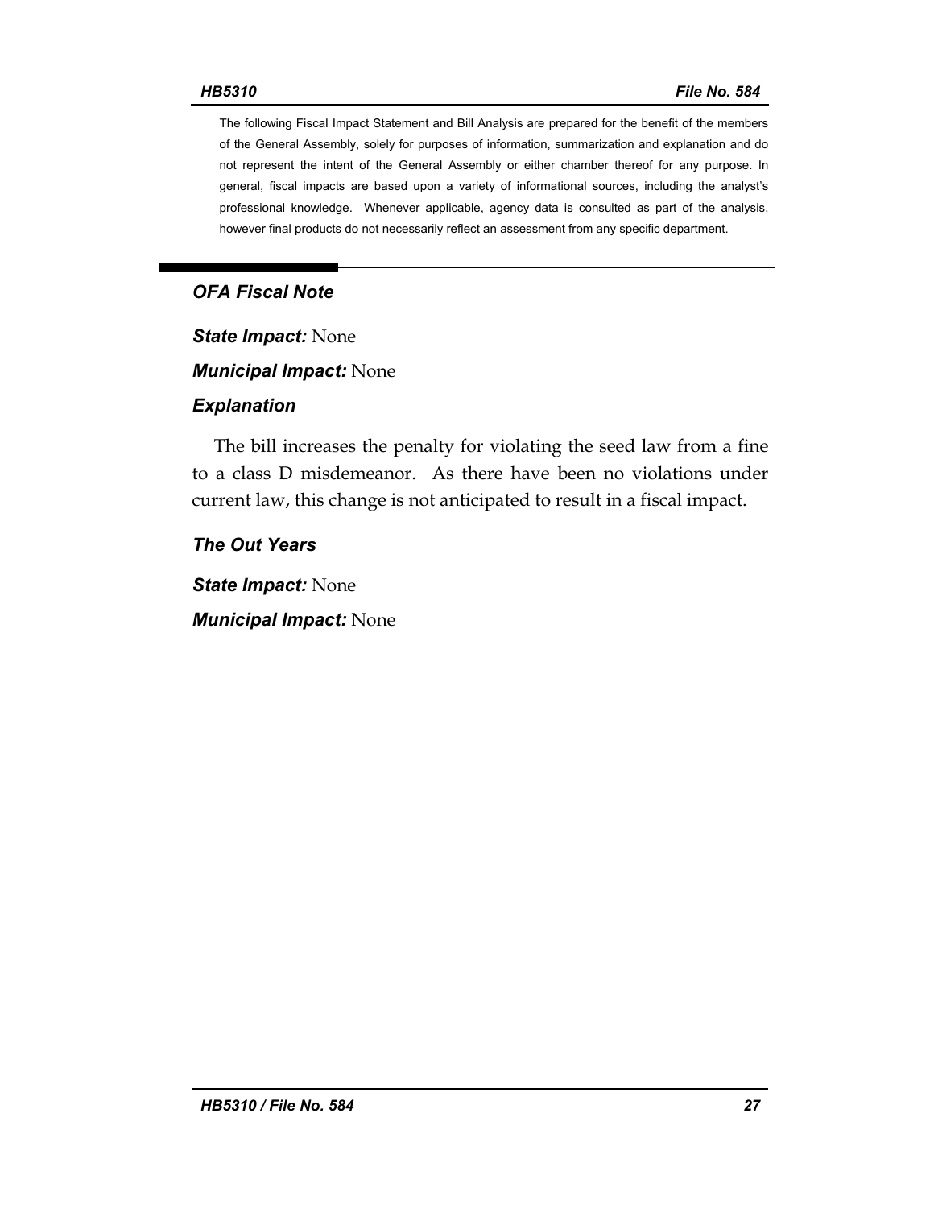The following Fiscal Impact Statement and Bill Analysis are prepared for the benefit of the members of the General Assembly, solely for purposes of information, summarization and explanation and do not represent the intent of the General Assembly or either chamber thereof for any purpose. In general, fiscal impacts are based upon a variety of informational sources, including the analyst's professional knowledge. Whenever applicable, agency data is consulted as part of the analysis, however final products do not necessarily reflect an assessment from any specific department.

## *OFA Fiscal Note*

***State Impact:*** None

***Municipal Impact:*** None

### *Explanation*

The bill increases the penalty for violating the seed law from a fine to a class D misdemeanor. As there have been no violations under current law, this change is not anticipated to result in a fiscal impact.

### *The Out Years*

***State Impact:*** None

***Municipal Impact:*** None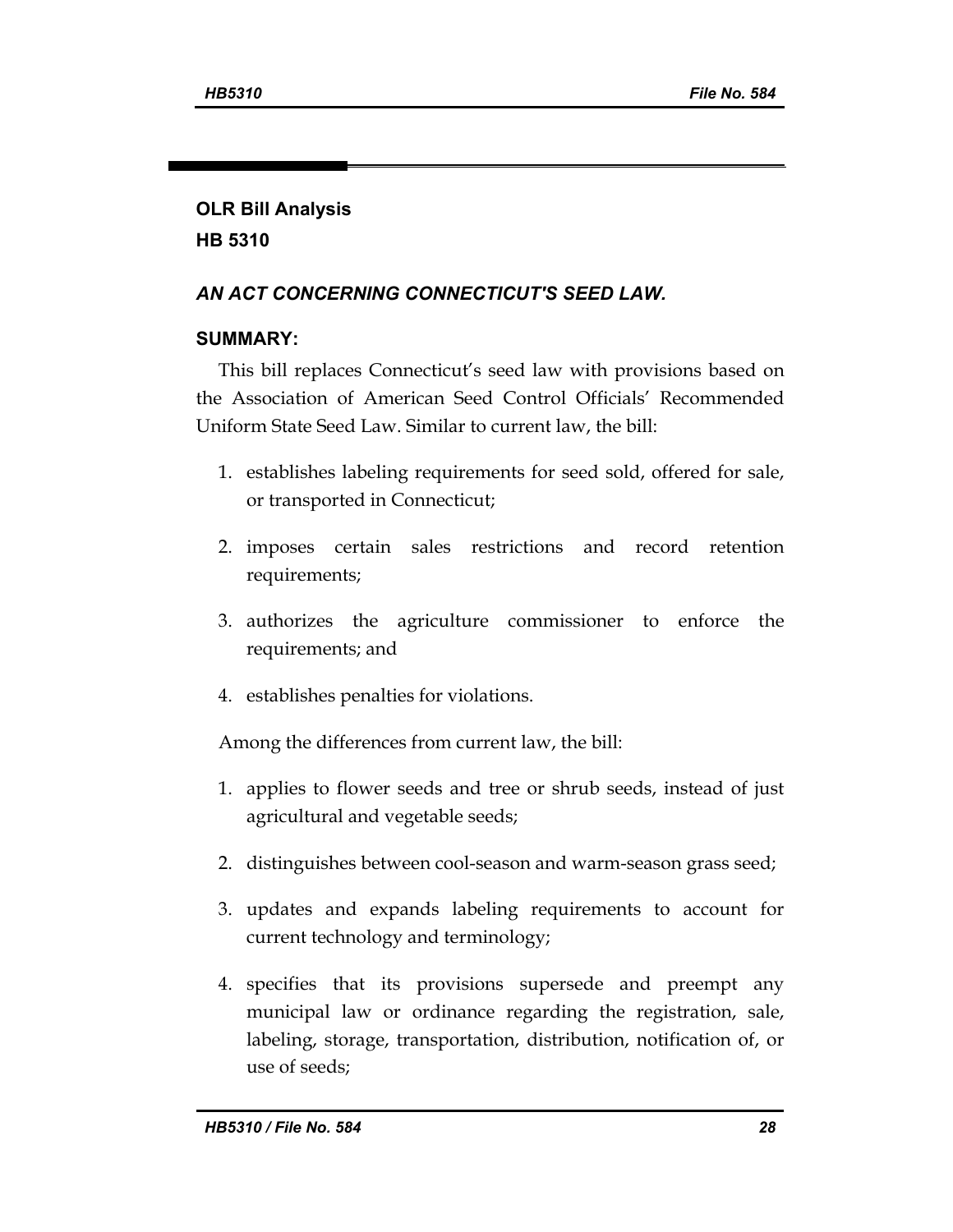## OLR Bill Analysis
## HB 5310

### *AN ACT CONCERNING CONNECTICUT'S SEED LAW.*

### SUMMARY:

This bill replaces Connecticut's seed law with provisions based on the Association of American Seed Control Officials' Recommended Uniform State Seed Law. Similar to current law, the bill:

1. establishes labeling requirements for seed sold, offered for sale, or transported in Connecticut;
2. imposes certain sales restrictions and record retention requirements;
3. authorizes the agriculture commissioner to enforce the requirements; and
4. establishes penalties for violations.

Among the differences from current law, the bill:

1. applies to flower seeds and tree or shrub seeds, instead of just agricultural and vegetable seeds;
2. distinguishes between cool-season and warm-season grass seed;
3. updates and expands labeling requirements to account for current technology and terminology;
4. specifies that its provisions supersede and preempt any municipal law or ordinance regarding the registration, sale, labeling, storage, transportation, distribution, notification of, or use of seeds;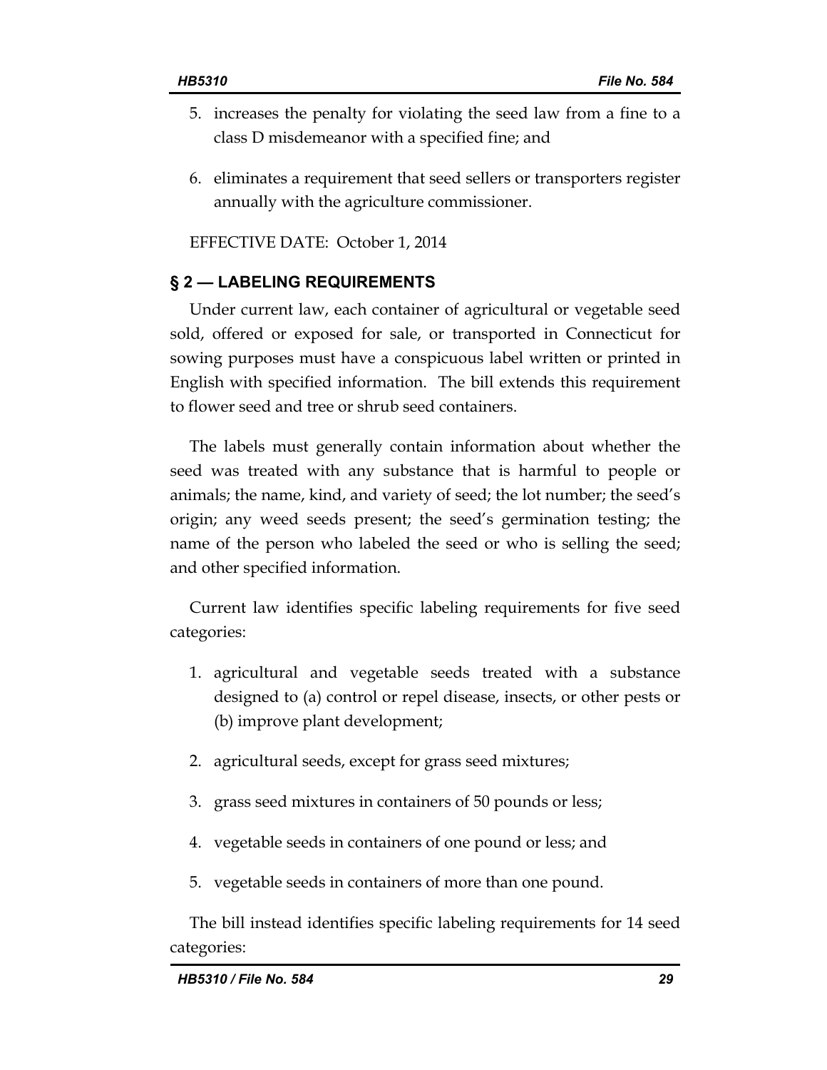5. increases the penalty for violating the seed law from a fine to a class D misdemeanor with a specified fine; and
6. eliminates a requirement that seed sellers or transporters register annually with the agriculture commissioner.

EFFECTIVE DATE: October 1, 2014

## § 2 — LABELING REQUIREMENTS

Under current law, each container of agricultural or vegetable seed sold, offered or exposed for sale, or transported in Connecticut for sowing purposes must have a conspicuous label written or printed in English with specified information. The bill extends this requirement to flower seed and tree or shrub seed containers.

The labels must generally contain information about whether the seed was treated with any substance that is harmful to people or animals; the name, kind, and variety of seed; the lot number; the seed's origin; any weed seeds present; the seed's germination testing; the name of the person who labeled the seed or who is selling the seed; and other specified information.

Current law identifies specific labeling requirements for five seed categories:

1. agricultural and vegetable seeds treated with a substance designed to (a) control or repel disease, insects, or other pests or (b) improve plant development;
2. agricultural seeds, except for grass seed mixtures;
3. grass seed mixtures in containers of 50 pounds or less;
4. vegetable seeds in containers of one pound or less; and
5. vegetable seeds in containers of more than one pound.

The bill instead identifies specific labeling requirements for 14 seed categories: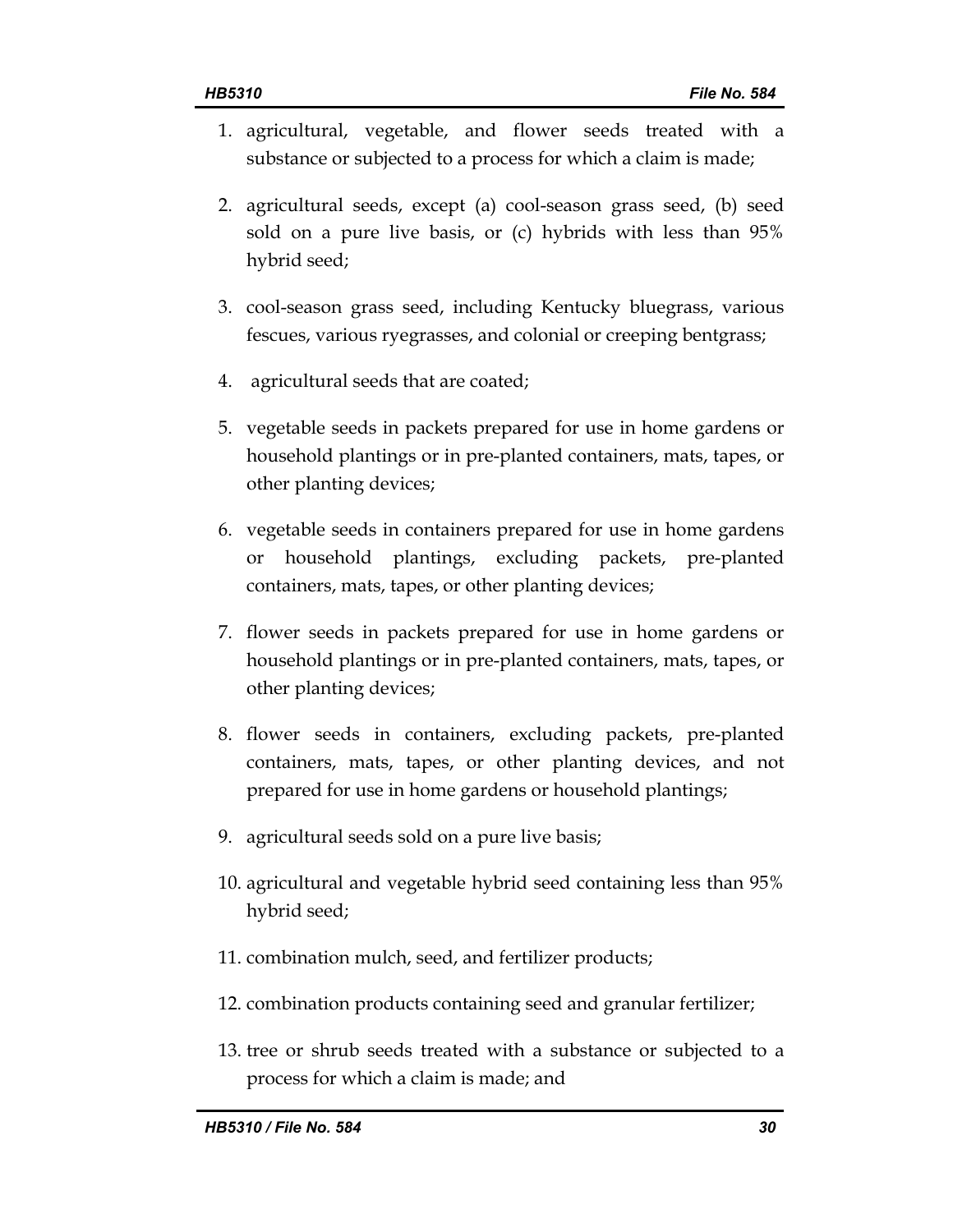1. agricultural, vegetable, and flower seeds treated with a substance or subjected to a process for which a claim is made;
2. agricultural seeds, except (a) cool-season grass seed, (b) seed sold on a pure live basis, or (c) hybrids with less than 95% hybrid seed;
3. cool-season grass seed, including Kentucky bluegrass, various fescues, various ryegrasses, and colonial or creeping bentgrass;
4. agricultural seeds that are coated;
5. vegetable seeds in packets prepared for use in home gardens or household plantings or in pre-planted containers, mats, tapes, or other planting devices;
6. vegetable seeds in containers prepared for use in home gardens or household plantings, excluding packets, pre-planted containers, mats, tapes, or other planting devices;
7. flower seeds in packets prepared for use in home gardens or household plantings or in pre-planted containers, mats, tapes, or other planting devices;
8. flower seeds in containers, excluding packets, pre-planted containers, mats, tapes, or other planting devices, and not prepared for use in home gardens or household plantings;
9. agricultural seeds sold on a pure live basis;
10. agricultural and vegetable hybrid seed containing less than 95% hybrid seed;
11. combination mulch, seed, and fertilizer products;
12. combination products containing seed and granular fertilizer;
13. tree or shrub seeds treated with a substance or subjected to a process for which a claim is made; and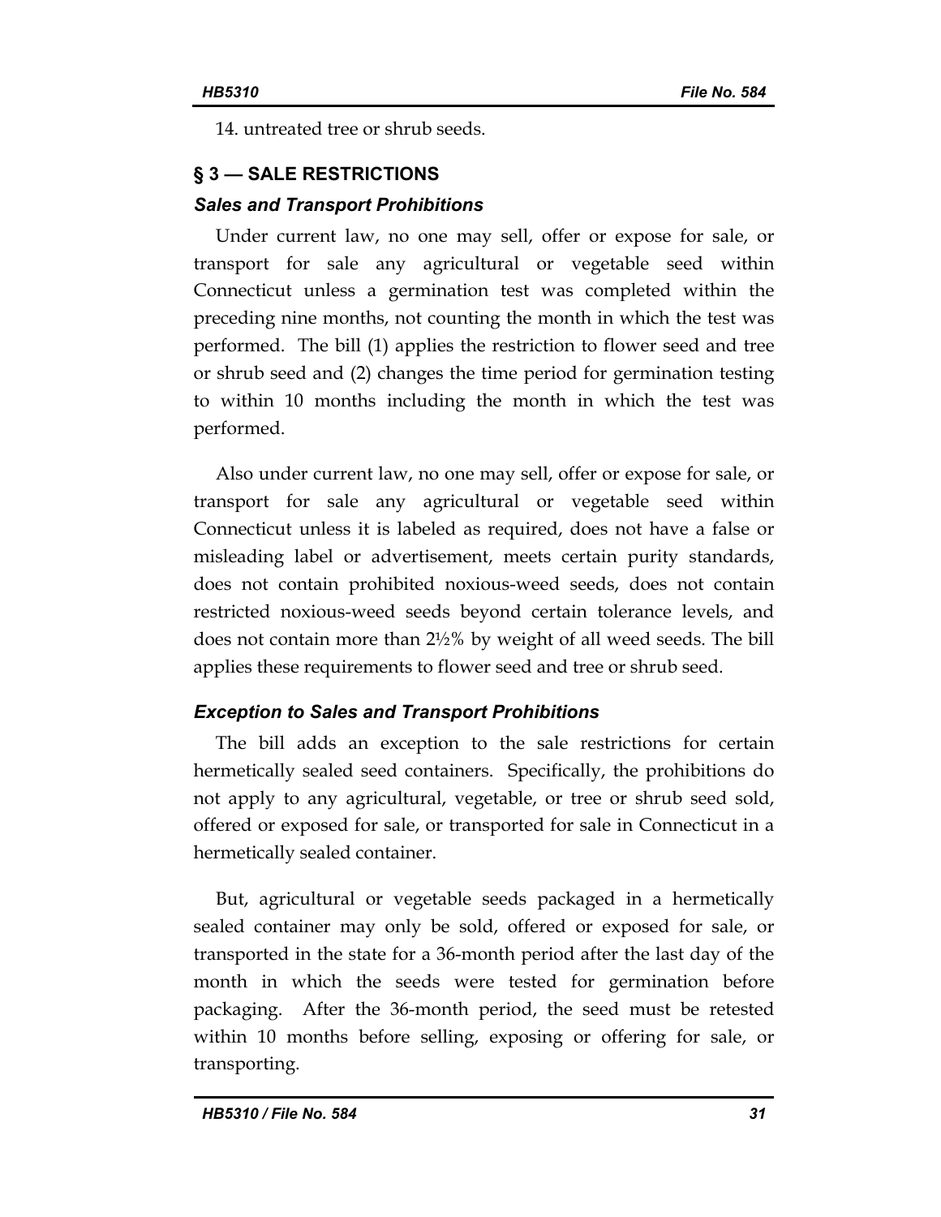14. untreated tree or shrub seeds.

## § 3 — SALE RESTRICTIONS

### *Sales and Transport Prohibitions*

Under current law, no one may sell, offer or expose for sale, or transport for sale any agricultural or vegetable seed within Connecticut unless a germination test was completed within the preceding nine months, not counting the month in which the test was performed. The bill (1) applies the restriction to flower seed and tree or shrub seed and (2) changes the time period for germination testing to within 10 months including the month in which the test was performed.

Also under current law, no one may sell, offer or expose for sale, or transport for sale any agricultural or vegetable seed within Connecticut unless it is labeled as required, does not have a false or misleading label or advertisement, meets certain purity standards, does not contain prohibited noxious-weed seeds, does not contain restricted noxious-weed seeds beyond certain tolerance levels, and does not contain more than 2½% by weight of all weed seeds. The bill applies these requirements to flower seed and tree or shrub seed.

### *Exception to Sales and Transport Prohibitions*

The bill adds an exception to the sale restrictions for certain hermetically sealed seed containers. Specifically, the prohibitions do not apply to any agricultural, vegetable, or tree or shrub seed sold, offered or exposed for sale, or transported for sale in Connecticut in a hermetically sealed container.

But, agricultural or vegetable seeds packaged in a hermetically sealed container may only be sold, offered or exposed for sale, or transported in the state for a 36-month period after the last day of the month in which the seeds were tested for germination before packaging. After the 36-month period, the seed must be retested within 10 months before selling, exposing or offering for sale, or transporting.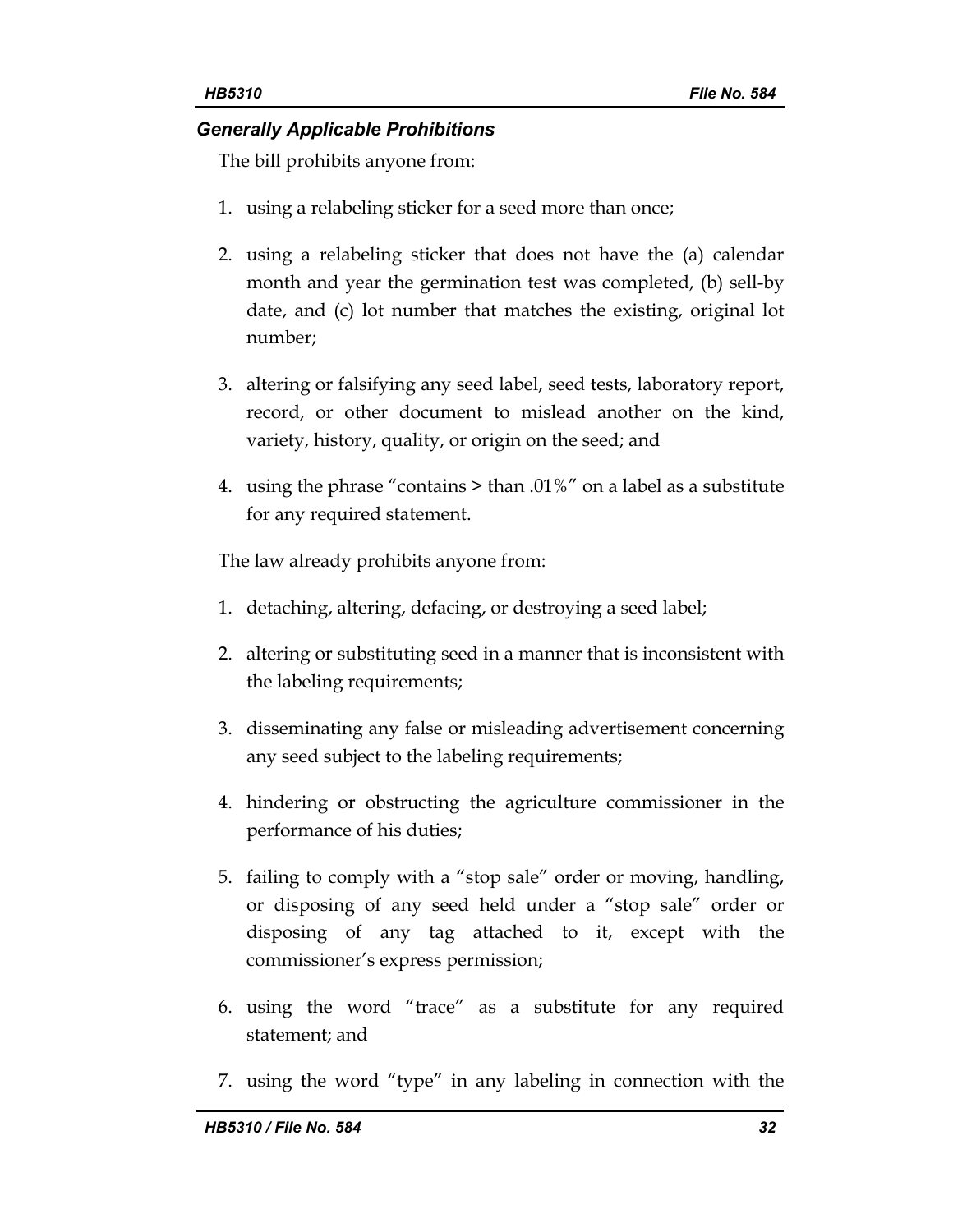### *Generally Applicable Prohibitions*

The bill prohibits anyone from:

1. using a relabeling sticker for a seed more than once;
2. using a relabeling sticker that does not have the (a) calendar month and year the germination test was completed, (b) sell-by date, and (c) lot number that matches the existing, original lot number;
3. altering or falsifying any seed label, seed tests, laboratory report, record, or other document to mislead another on the kind, variety, history, quality, or origin on the seed; and
4. using the phrase "contains > than .01%" on a label as a substitute for any required statement.

The law already prohibits anyone from:

1. detaching, altering, defacing, or destroying a seed label;
2. altering or substituting seed in a manner that is inconsistent with the labeling requirements;
3. disseminating any false or misleading advertisement concerning any seed subject to the labeling requirements;
4. hindering or obstructing the agriculture commissioner in the performance of his duties;
5. failing to comply with a "stop sale" order or moving, handling, or disposing of any seed held under a "stop sale" order or disposing of any tag attached to it, except with the commissioner's express permission;
6. using the word "trace" as a substitute for any required statement; and
7. using the word "type" in any labeling in connection with the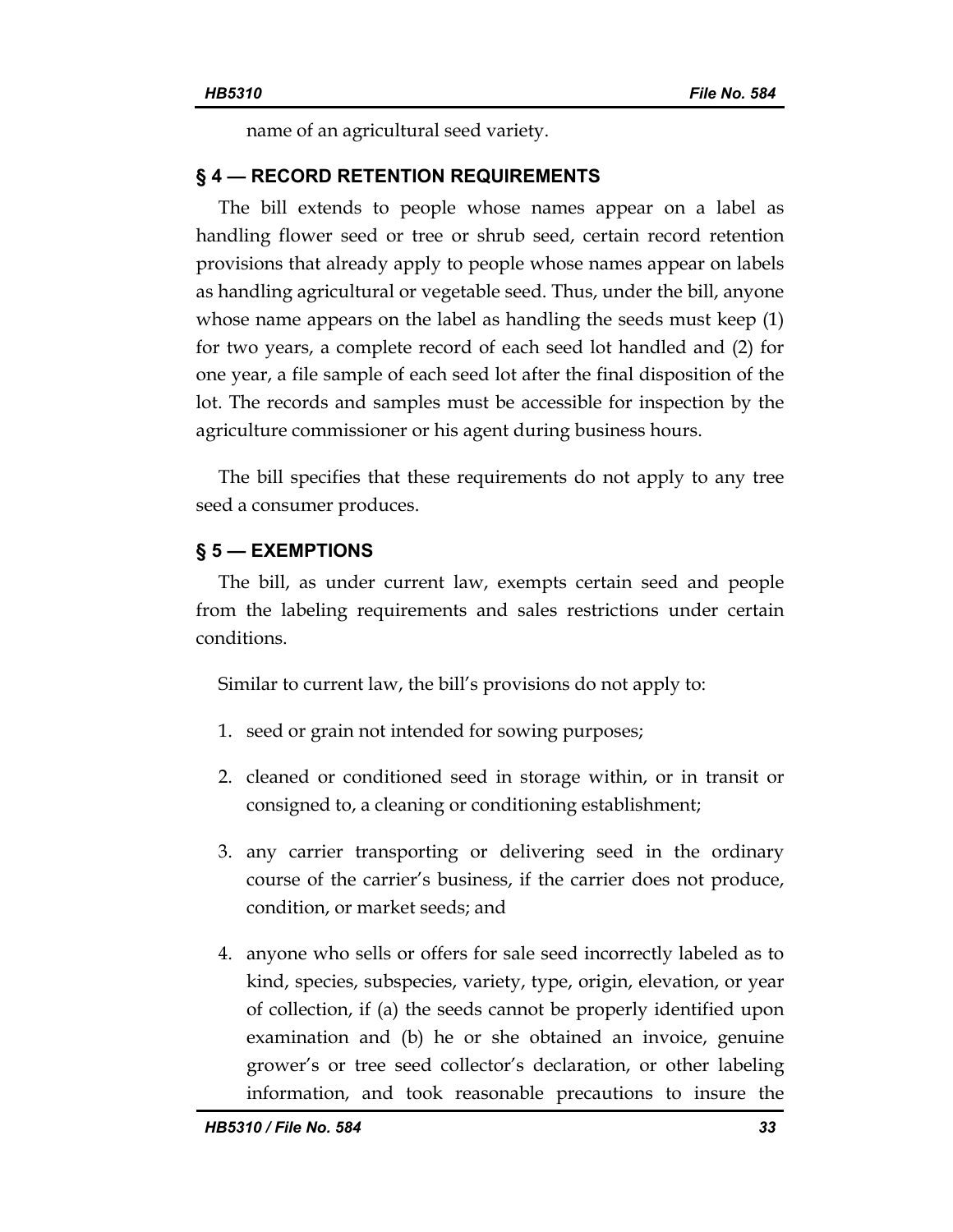name of an agricultural seed variety.

## § 4 — RECORD RETENTION REQUIREMENTS

The bill extends to people whose names appear on a label as handling flower seed or tree or shrub seed, certain record retention provisions that already apply to people whose names appear on labels as handling agricultural or vegetable seed. Thus, under the bill, anyone whose name appears on the label as handling the seeds must keep (1) for two years, a complete record of each seed lot handled and (2) for one year, a file sample of each seed lot after the final disposition of the lot. The records and samples must be accessible for inspection by the agriculture commissioner or his agent during business hours.

The bill specifies that these requirements do not apply to any tree seed a consumer produces.

## § 5 — EXEMPTIONS

The bill, as under current law, exempts certain seed and people from the labeling requirements and sales restrictions under certain conditions.

Similar to current law, the bill's provisions do not apply to:

1. seed or grain not intended for sowing purposes;
2. cleaned or conditioned seed in storage within, or in transit or consigned to, a cleaning or conditioning establishment;
3. any carrier transporting or delivering seed in the ordinary course of the carrier's business, if the carrier does not produce, condition, or market seeds; and
4. anyone who sells or offers for sale seed incorrectly labeled as to kind, species, subspecies, variety, type, origin, elevation, or year of collection, if (a) the seeds cannot be properly identified upon examination and (b) he or she obtained an invoice, genuine grower's or tree seed collector's declaration, or other labeling information, and took reasonable precautions to insure the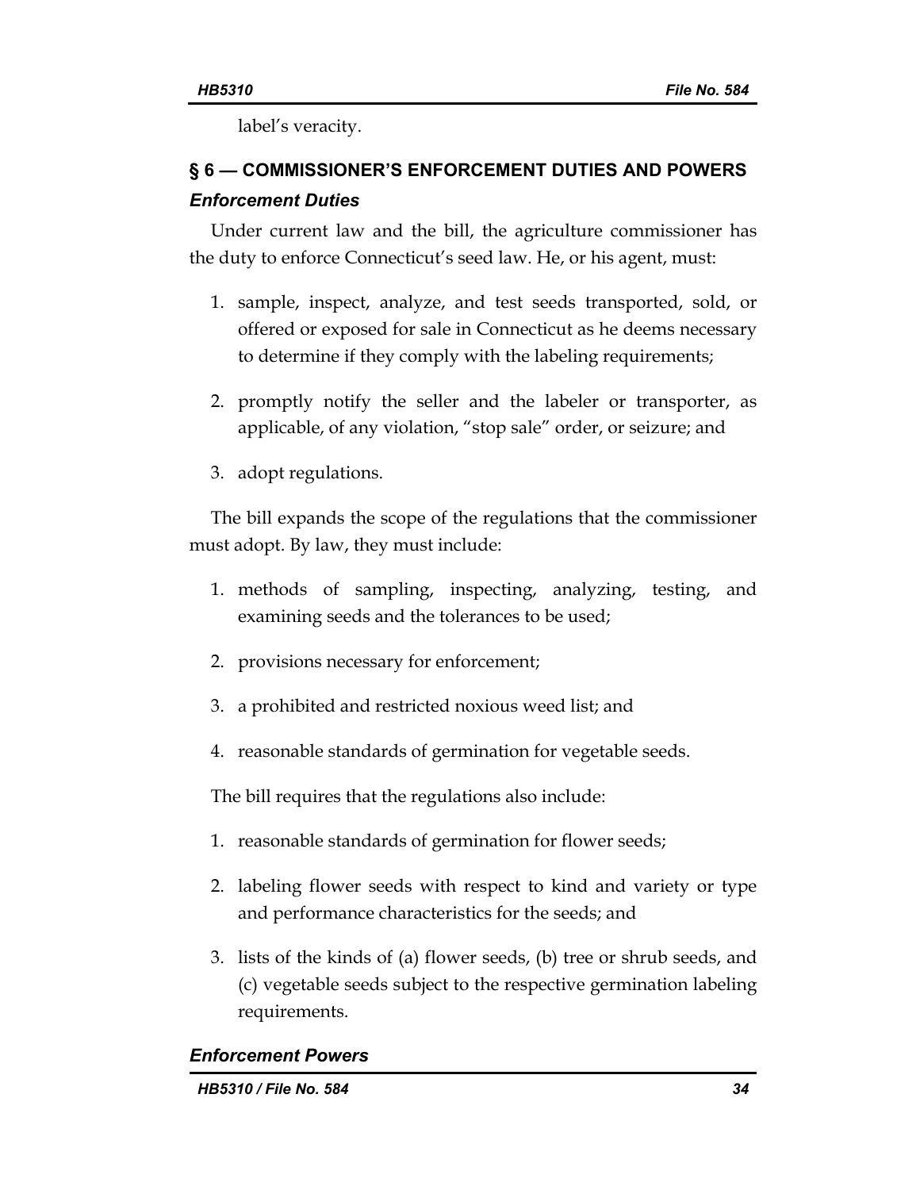label's veracity.

## § 6 — COMMISSIONER'S ENFORCEMENT DUTIES AND POWERS

### *Enforcement Duties*

Under current law and the bill, the agriculture commissioner has the duty to enforce Connecticut's seed law. He, or his agent, must:

1. sample, inspect, analyze, and test seeds transported, sold, or offered or exposed for sale in Connecticut as he deems necessary to determine if they comply with the labeling requirements;

2. promptly notify the seller and the labeler or transporter, as applicable, of any violation, "stop sale" order, or seizure; and

3. adopt regulations.

The bill expands the scope of the regulations that the commissioner must adopt. By law, they must include:

1. methods of sampling, inspecting, analyzing, testing, and examining seeds and the tolerances to be used;

2. provisions necessary for enforcement;

3. a prohibited and restricted noxious weed list; and

4. reasonable standards of germination for vegetable seeds.

The bill requires that the regulations also include:

1. reasonable standards of germination for flower seeds;

2. labeling flower seeds with respect to kind and variety or type and performance characteristics for the seeds; and

3. lists of the kinds of (a) flower seeds, (b) tree or shrub seeds, and (c) vegetable seeds subject to the respective germination labeling requirements.

### *Enforcement Powers*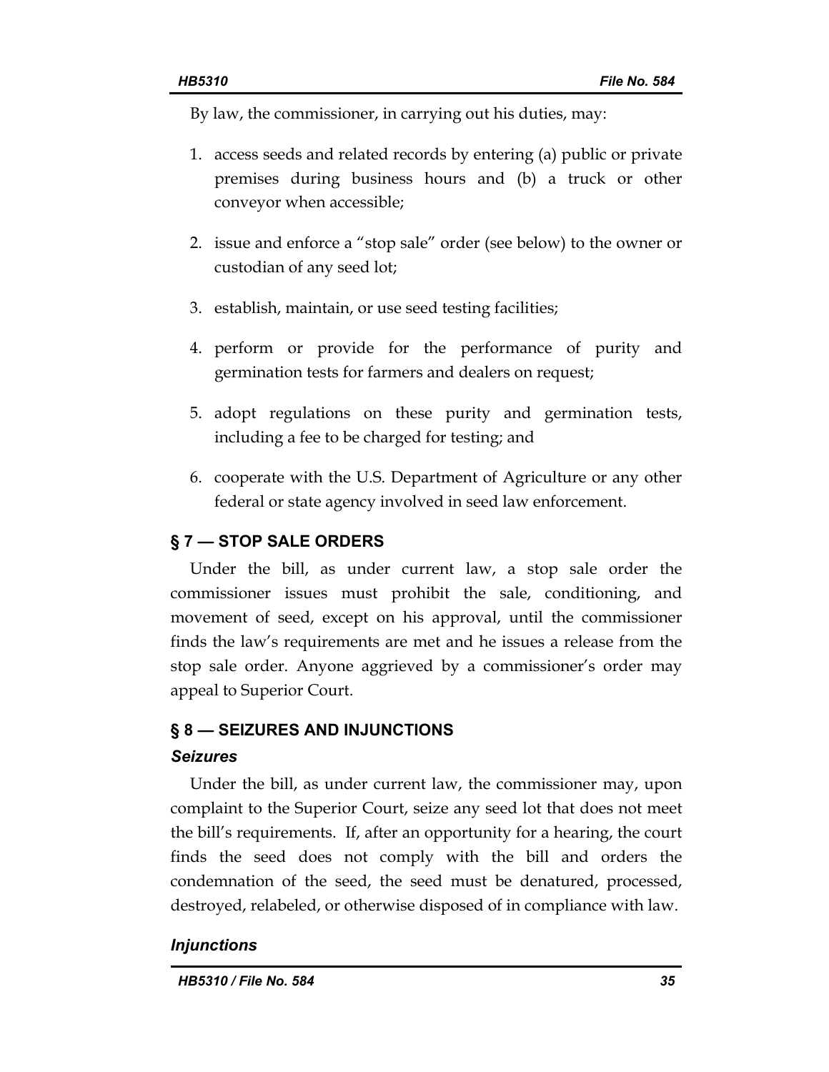By law, the commissioner, in carrying out his duties, may:

1. access seeds and related records by entering (a) public or private premises during business hours and (b) a truck or other conveyor when accessible;
2. issue and enforce a "stop sale" order (see below) to the owner or custodian of any seed lot;
3. establish, maintain, or use seed testing facilities;
4. perform or provide for the performance of purity and germination tests for farmers and dealers on request;
5. adopt regulations on these purity and germination tests, including a fee to be charged for testing; and
6. cooperate with the U.S. Department of Agriculture or any other federal or state agency involved in seed law enforcement.

## § 7 — STOP SALE ORDERS

Under the bill, as under current law, a stop sale order the commissioner issues must prohibit the sale, conditioning, and movement of seed, except on his approval, until the commissioner finds the law's requirements are met and he issues a release from the stop sale order. Anyone aggrieved by a commissioner's order may appeal to Superior Court.

## § 8 — SEIZURES AND INJUNCTIONS

### *Seizures*

Under the bill, as under current law, the commissioner may, upon complaint to the Superior Court, seize any seed lot that does not meet the bill's requirements. If, after an opportunity for a hearing, the court finds the seed does not comply with the bill and orders the condemnation of the seed, the seed must be denatured, processed, destroyed, relabeled, or otherwise disposed of in compliance with law.

### *Injunctions*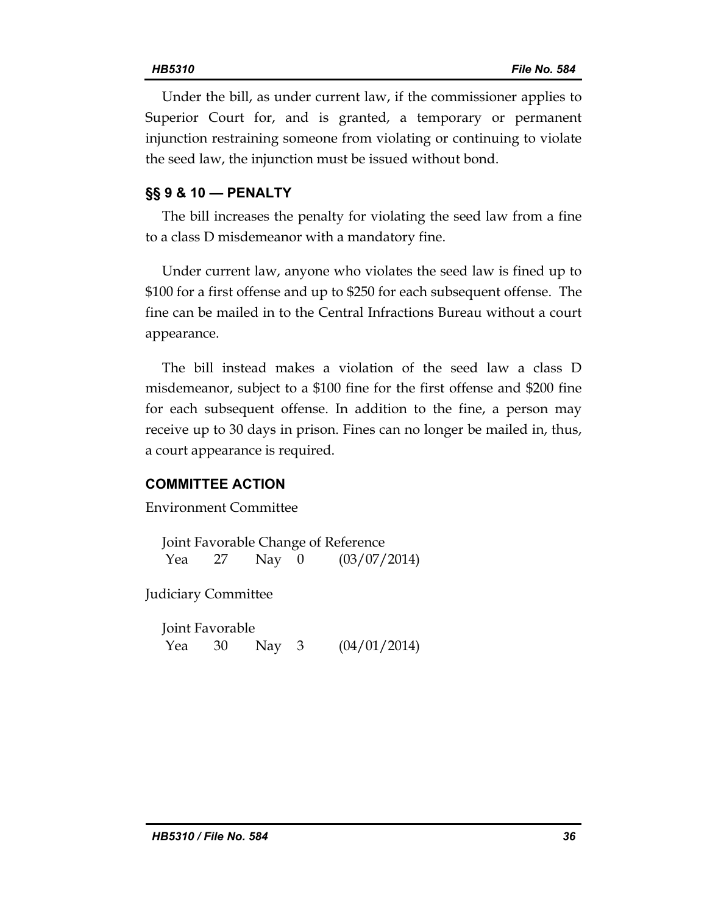Under the bill, as under current law, if the commissioner applies to Superior Court for, and is granted, a temporary or permanent injunction restraining someone from violating or continuing to violate the seed law, the injunction must be issued without bond.

## §§ 9 & 10 — PENALTY

The bill increases the penalty for violating the seed law from a fine to a class D misdemeanor with a mandatory fine.

Under current law, anyone who violates the seed law is fined up to $100 for a first offense and up to $250 for each subsequent offense. The fine can be mailed in to the Central Infractions Bureau without a court appearance.

The bill instead makes a violation of the seed law a class D misdemeanor, subject to a $100 fine for the first offense and $200 fine for each subsequent offense. In addition to the fine, a person may receive up to 30 days in prison. Fines can no longer be mailed in, thus, a court appearance is required.

## COMMITTEE ACTION

Environment Committee

Joint Favorable Change of Reference
Yea 27 Nay 0 (03/07/2014)

Judiciary Committee

Joint Favorable
Yea 30 Nay 3 (04/01/2014)